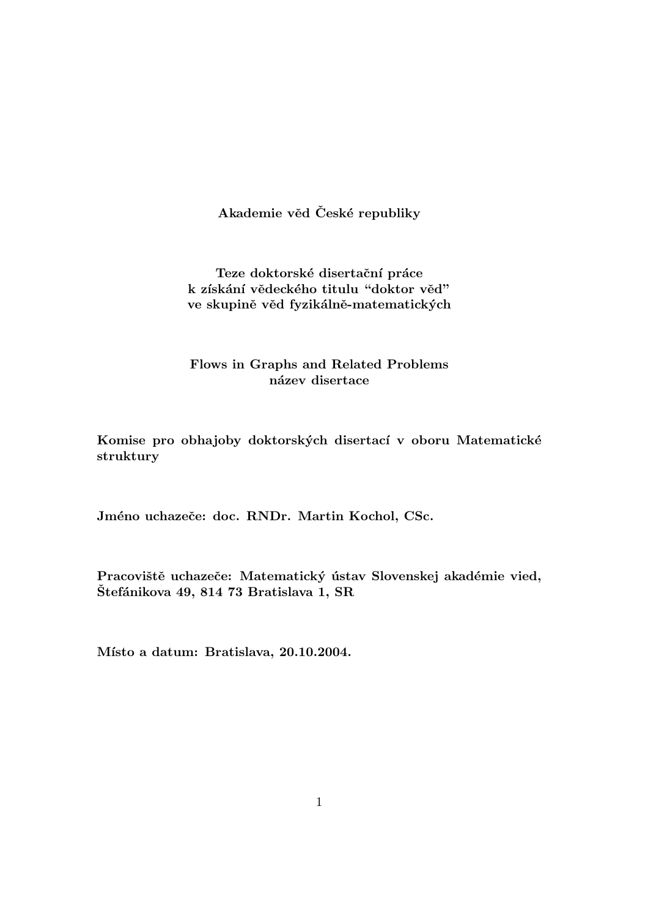**Akademie věd České republiky**

**Teze doktorské disertační práce**
**k získání vědeckého titulu "doktor věd"**
**ve skupině věd fyzikálně-matematických**

**Flows in Graphs and Related Problems**
**název disertace**

**Komise pro obhajoby doktorských disertací v oboru Matematické struktury**

**Jméno uchazeče: doc. RNDr. Martin Kochol, CSc.**

**Pracoviště uchazeče: Matematický ústav Slovenskej akadémie vied, Štefánikova 49, 814 73 Bratislava 1, SR**

**Místo a datum: Bratislava, 20.10.2004.**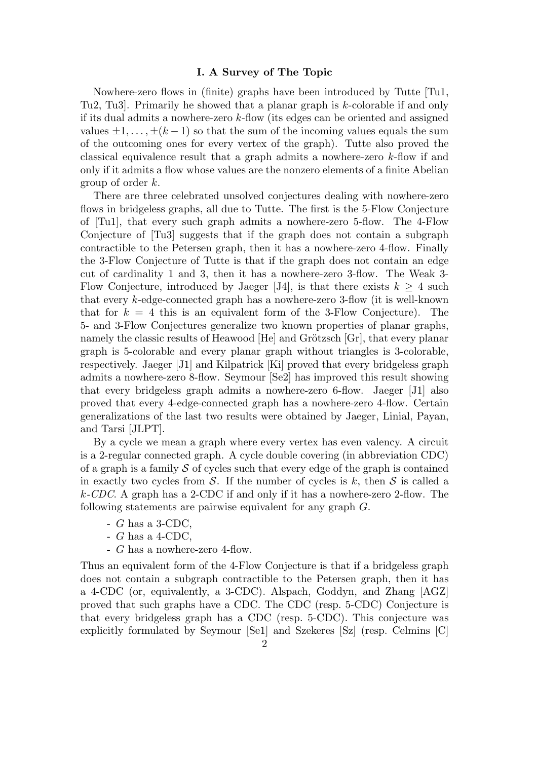## I. A Survey of The Topic

Nowhere-zero flows in (finite) graphs have been introduced by Tutte [Tu1, Tu2, Tu3]. Primarily he showed that a planar graph is $k$-colorable if and only if its dual admits a nowhere-zero $k$-flow (its edges can be oriented and assigned values $\pm 1, \dots, \pm(k-1)$ so that the sum of the incoming values equals the sum of the outcoming ones for every vertex of the graph). Tutte also proved the classical equivalence result that a graph admits a nowhere-zero $k$-flow if and only if it admits a flow whose values are the nonzero elements of a finite Abelian group of order $k$.

There are three celebrated unsolved conjectures dealing with nowhere-zero flows in bridgeless graphs, all due to Tutte. The first is the 5-Flow Conjecture of [Tu1], that every such graph admits a nowhere-zero 5-flow. The 4-Flow Conjecture of [Tu3] suggests that if the graph does not contain a subgraph contractible to the Petersen graph, then it has a nowhere-zero 4-flow. Finally the 3-Flow Conjecture of Tutte is that if the graph does not contain an edge cut of cardinality 1 and 3, then it has a nowhere-zero 3-flow. The Weak 3-Flow Conjecture, introduced by Jaeger [J4], is that there exists $k \geq 4$ such that every $k$-edge-connected graph has a nowhere-zero 3-flow (it is well-known that for $k = 4$ this is an equivalent form of the 3-Flow Conjecture). The 5- and 3-Flow Conjectures generalize two known properties of planar graphs, namely the classic results of Heawood [He] and Grötzsch [Gr], that every planar graph is 5-colorable and every planar graph without triangles is 3-colorable, respectively. Jaeger [J1] and Kilpatrick [Ki] proved that every bridgeless graph admits a nowhere-zero 8-flow. Seymour [Se2] has improved this result showing that every bridgeless graph admits a nowhere-zero 6-flow. Jaeger [J1] also proved that every 4-edge-connected graph has a nowhere-zero 4-flow. Certain generalizations of the last two results were obtained by Jaeger, Linial, Payan, and Tarsi [JLPT].

By a cycle we mean a graph where every vertex has even valency. A circuit is a 2-regular connected graph. A cycle double covering (in abbreviation CDC) of a graph is a family $\mathcal{S}$ of cycles such that every edge of the graph is contained in exactly two cycles from $\mathcal{S}$. If the number of cycles is $k$, then $\mathcal{S}$ is called a *$k$-CDC*. A graph has a 2-CDC if and only if it has a nowhere-zero 2-flow. The following statements are pairwise equivalent for any graph $G$.

- $G$ has a 3-CDC,
- $G$ has a 4-CDC,
- $G$ has a nowhere-zero 4-flow.

Thus an equivalent form of the 4-Flow Conjecture is that if a bridgeless graph does not contain a subgraph contractible to the Petersen graph, then it has a 4-CDC (or, equivalently, a 3-CDC). Alspach, Goddyn, and Zhang [AGZ] proved that such graphs have a CDC. The CDC (resp. 5-CDC) Conjecture is that every bridgeless graph has a CDC (resp. 5-CDC). This conjecture was explicitly formulated by Seymour [Se1] and Szekeres [Sz] (resp. Celmins [C]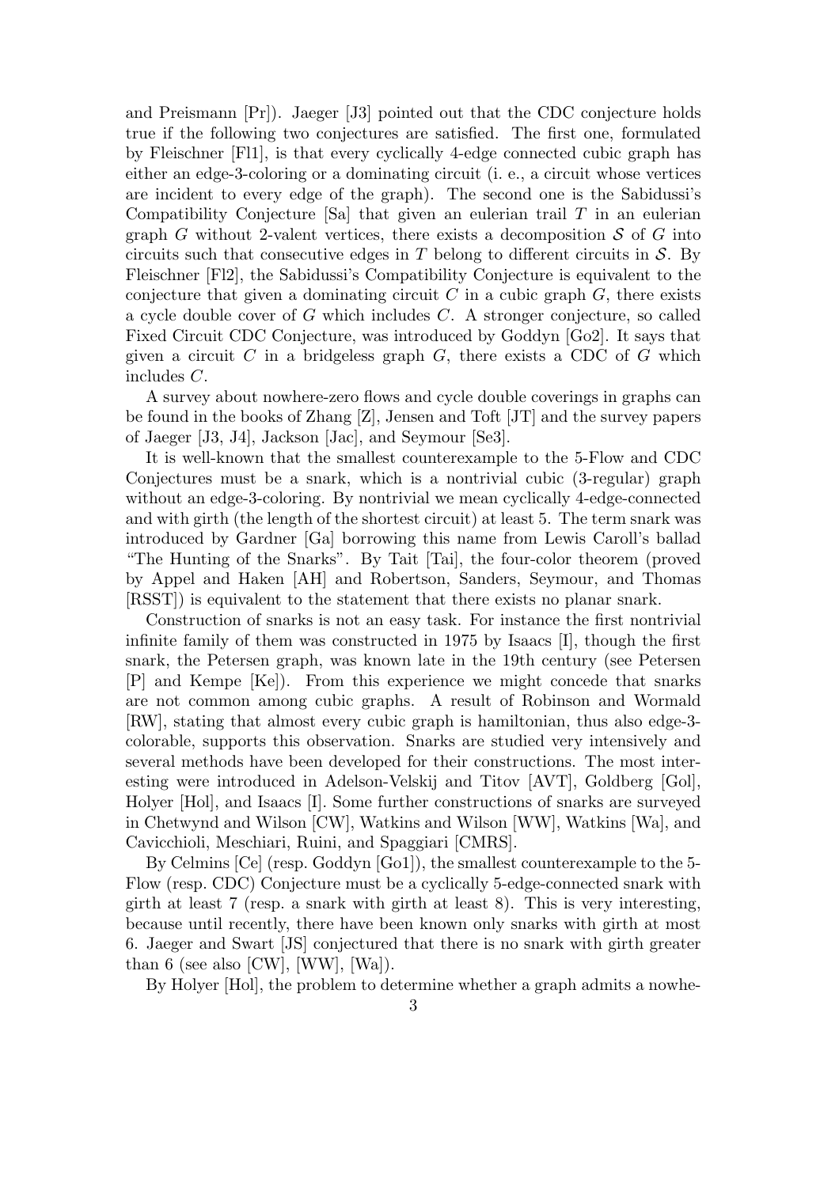and Preismann [Pr]). Jaeger [J3] pointed out that the CDC conjecture holds true if the following two conjectures are satisfied. The first one, formulated by Fleischner [Fl1], is that every cyclically 4-edge connected cubic graph has either an edge-3-coloring or a dominating circuit (i. e., a circuit whose vertices are incident to every edge of the graph). The second one is the Sabidussi's Compatibility Conjecture [Sa] that given an eulerian trail $T$ in an eulerian graph $G$ without 2-valent vertices, there exists a decomposition $\mathcal{S}$ of $G$ into circuits such that consecutive edges in $T$ belong to different circuits in $\mathcal{S}$. By Fleischner [Fl2], the Sabidussi's Compatibility Conjecture is equivalent to the conjecture that given a dominating circuit $C$ in a cubic graph $G$, there exists a cycle double cover of $G$ which includes $C$. A stronger conjecture, so called Fixed Circuit CDC Conjecture, was introduced by Goddyn [Go2]. It says that given a circuit $C$ in a bridgeless graph $G$, there exists a CDC of $G$ which includes $C$.

A survey about nowhere-zero flows and cycle double coverings in graphs can be found in the books of Zhang [Z], Jensen and Toft [JT] and the survey papers of Jaeger [J3, J4], Jackson [Jac], and Seymour [Se3].

It is well-known that the smallest counterexample to the 5-Flow and CDC Conjectures must be a snark, which is a nontrivial cubic (3-regular) graph without an edge-3-coloring. By nontrivial we mean cyclically 4-edge-connected and with girth (the length of the shortest circuit) at least 5. The term snark was introduced by Gardner [Ga] borrowing this name from Lewis Caroll's ballad "The Hunting of the Snarks". By Tait [Tai], the four-color theorem (proved by Appel and Haken [AH] and Robertson, Sanders, Seymour, and Thomas [RSST]) is equivalent to the statement that there exists no planar snark.

Construction of snarks is not an easy task. For instance the first nontrivial infinite family of them was constructed in 1975 by Isaacs [I], though the first snark, the Petersen graph, was known late in the 19th century (see Petersen [P] and Kempe [Ke]). From this experience we might concede that snarks are not common among cubic graphs. A result of Robinson and Wormald [RW], stating that almost every cubic graph is hamiltonian, thus also edge-3-colorable, supports this observation. Snarks are studied very intensively and several methods have been developed for their constructions. The most interesting were introduced in Adelson-Velskij and Titov [AVT], Goldberg [Gol], Holyer [Hol], and Isaacs [I]. Some further constructions of snarks are surveyed in Chetwynd and Wilson [CW], Watkins and Wilson [WW], Watkins [Wa], and Cavicchioli, Meschiari, Ruini, and Spaggiari [CMRS].

By Celmins [Ce] (resp. Goddyn [Go1]), the smallest counterexample to the 5-Flow (resp. CDC) Conjecture must be a cyclically 5-edge-connected snark with girth at least 7 (resp. a snark with girth at least 8). This is very interesting, because until recently, there have been known only snarks with girth at most 6. Jaeger and Swart [JS] conjectured that there is no snark with girth greater than 6 (see also [CW], [WW], [Wa]).

By Holyer [Hol], the problem to determine whether a graph admits a nowhe-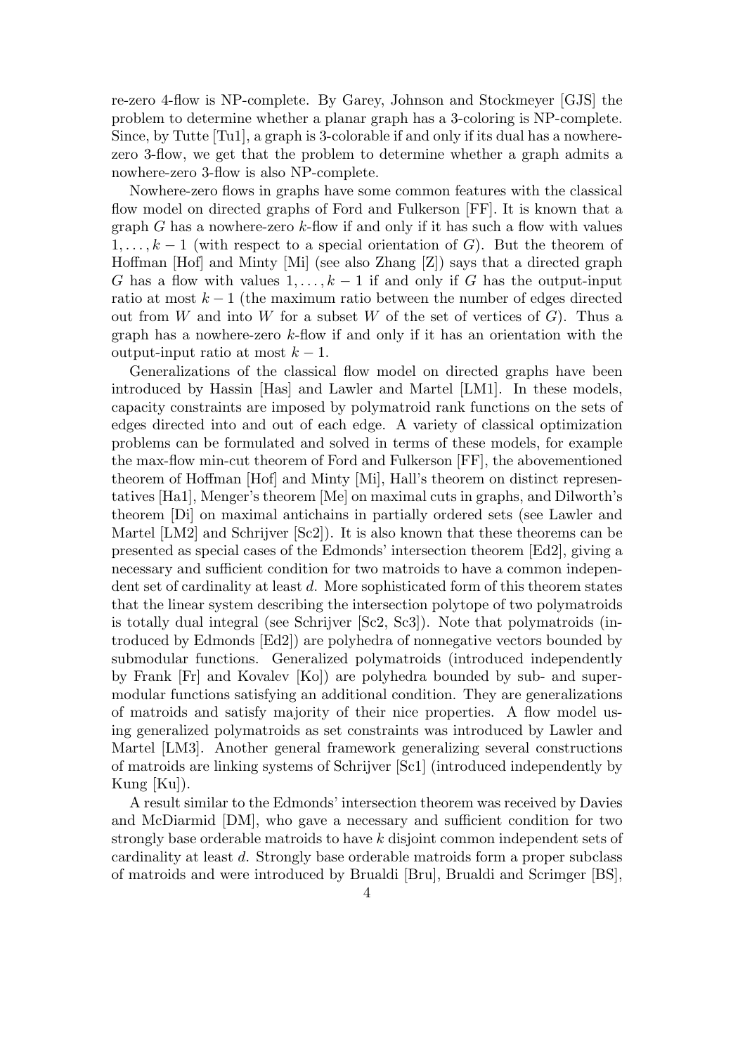re-zero 4-flow is NP-complete. By Garey, Johnson and Stockmeyer [GJS] the problem to determine whether a planar graph has a 3-coloring is NP-complete. Since, by Tutte [Tu1], a graph is 3-colorable if and only if its dual has a nowhere-zero 3-flow, we get that the problem to determine whether a graph admits a nowhere-zero 3-flow is also NP-complete.

Nowhere-zero flows in graphs have some common features with the classical flow model on directed graphs of Ford and Fulkerson [FF]. It is known that a graph $G$ has a nowhere-zero $k$-flow if and only if it has such a flow with values $1, \dots, k-1$ (with respect to a special orientation of $G$). But the theorem of Hoffman [Hof] and Minty [Mi] (see also Zhang [Z]) says that a directed graph $G$ has a flow with values $1, \dots, k-1$ if and only if $G$ has the output-input ratio at most $k-1$ (the maximum ratio between the number of edges directed out from $W$ and into $W$ for a subset $W$ of the set of vertices of $G$). Thus a graph has a nowhere-zero $k$-flow if and only if it has an orientation with the output-input ratio at most $k-1$.

Generalizations of the classical flow model on directed graphs have been introduced by Hassin [Has] and Lawler and Martel [LM1]. In these models, capacity constraints are imposed by polymatroid rank functions on the sets of edges directed into and out of each edge. A variety of classical optimization problems can be formulated and solved in terms of these models, for example the max-flow min-cut theorem of Ford and Fulkerson [FF], the abovementioned theorem of Hoffman [Hof] and Minty [Mi], Hall's theorem on distinct representatives [Ha1], Menger's theorem [Me] on maximal cuts in graphs, and Dilworth's theorem [Di] on maximal antichains in partially ordered sets (see Lawler and Martel [LM2] and Schrijver [Sc2]). It is also known that these theorems can be presented as special cases of the Edmonds' intersection theorem [Ed2], giving a necessary and sufficient condition for two matroids to have a common independent set of cardinality at least $d$. More sophisticated form of this theorem states that the linear system describing the intersection polytope of two polymatroids is totally dual integral (see Schrijver [Sc2, Sc3]). Note that polymatroids (introduced by Edmonds [Ed2]) are polyhedra of nonnegative vectors bounded by submodular functions. Generalized polymatroids (introduced independently by Frank [Fr] and Kovalev [Ko]) are polyhedra bounded by sub- and supermodular functions satisfying an additional condition. They are generalizations of matroids and satisfy majority of their nice properties. A flow model using generalized polymatroids as set constraints was introduced by Lawler and Martel [LM3]. Another general framework generalizing several constructions of matroids are linking systems of Schrijver [Sc1] (introduced independently by Kung [Ku]).

A result similar to the Edmonds' intersection theorem was received by Davies and McDiarmid [DM], who gave a necessary and sufficient condition for two strongly base orderable matroids to have $k$ disjoint common independent sets of cardinality at least $d$. Strongly base orderable matroids form a proper subclass of matroids and were introduced by Brualdi [Bru], Brualdi and Scrimger [BS],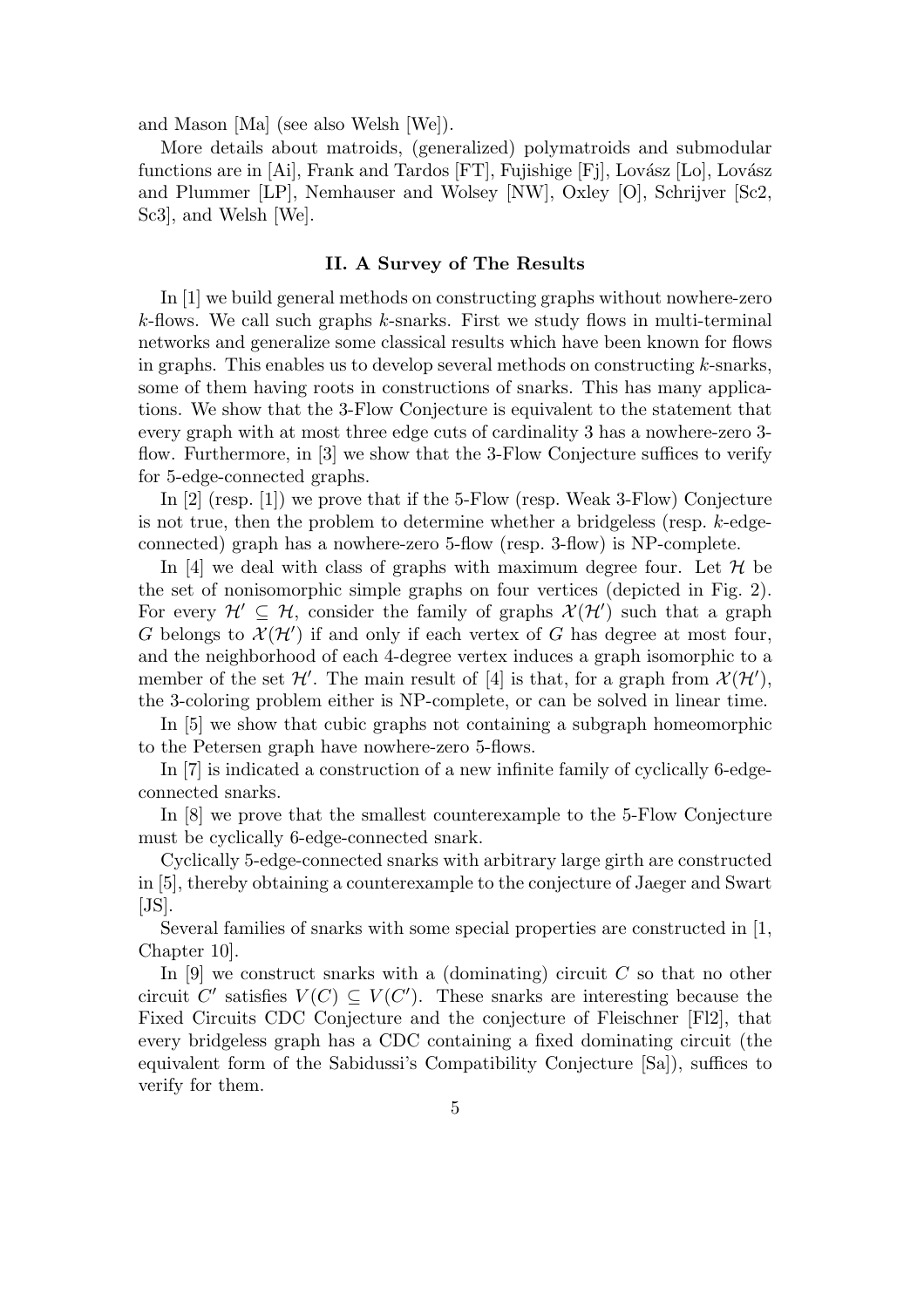and Mason [Ma] (see also Welsh [We]).

More details about matroids, (generalized) polymatroids and submodular functions are in [Ai], Frank and Tardos [FT], Fujishige [Fj], Lovász [Lo], Lovász and Plummer [LP], Nemhauser and Wolsey [NW], Oxley [O], Schrijver [Sc2, Sc3], and Welsh [We].

## II. A Survey of The Results

In [1] we build general methods on constructing graphs without nowhere-zero $k$-flows. We call such graphs $k$-snarks. First we study flows in multi-terminal networks and generalize some classical results which have been known for flows in graphs. This enables us to develop several methods on constructing $k$-snarks, some of them having roots in constructions of snarks. This has many applications. We show that the 3-Flow Conjecture is equivalent to the statement that every graph with at most three edge cuts of cardinality 3 has a nowhere-zero 3-flow. Furthermore, in [3] we show that the 3-Flow Conjecture suffices to verify for 5-edge-connected graphs.

In [2] (resp. [1]) we prove that if the 5-Flow (resp. Weak 3-Flow) Conjecture is not true, then the problem to determine whether a bridgeless (resp. $k$-edge-connected) graph has a nowhere-zero 5-flow (resp. 3-flow) is NP-complete.

In [4] we deal with class of graphs with maximum degree four. Let $\mathcal{H}$ be the set of nonisomorphic simple graphs on four vertices (depicted in Fig. 2). For every $\mathcal{H}' \subseteq \mathcal{H}$, consider the family of graphs $\mathcal{X}(\mathcal{H}')$ such that a graph $G$ belongs to $\mathcal{X}(\mathcal{H}')$ if and only if each vertex of $G$ has degree at most four, and the neighborhood of each 4-degree vertex induces a graph isomorphic to a member of the set $\mathcal{H}'$. The main result of [4] is that, for a graph from $\mathcal{X}(\mathcal{H}')$, the 3-coloring problem either is NP-complete, or can be solved in linear time.

In [5] we show that cubic graphs not containing a subgraph homeomorphic to the Petersen graph have nowhere-zero 5-flows.

In [7] is indicated a construction of a new infinite family of cyclically 6-edge-connected snarks.

In [8] we prove that the smallest counterexample to the 5-Flow Conjecture must be cyclically 6-edge-connected snark.

Cyclically 5-edge-connected snarks with arbitrary large girth are constructed in [5], thereby obtaining a counterexample to the conjecture of Jaeger and Swart [JS].

Several families of snarks with some special properties are constructed in [1, Chapter 10].

In [9] we construct snarks with a (dominating) circuit $C$ so that no other circuit $C'$ satisfies $V(C) \subseteq V(C')$. These snarks are interesting because the Fixed Circuits CDC Conjecture and the conjecture of Fleischner [Fl2], that every bridgeless graph has a CDC containing a fixed dominating circuit (the equivalent form of the Sabidussi's Compatibility Conjecture [Sa]), suffices to verify for them.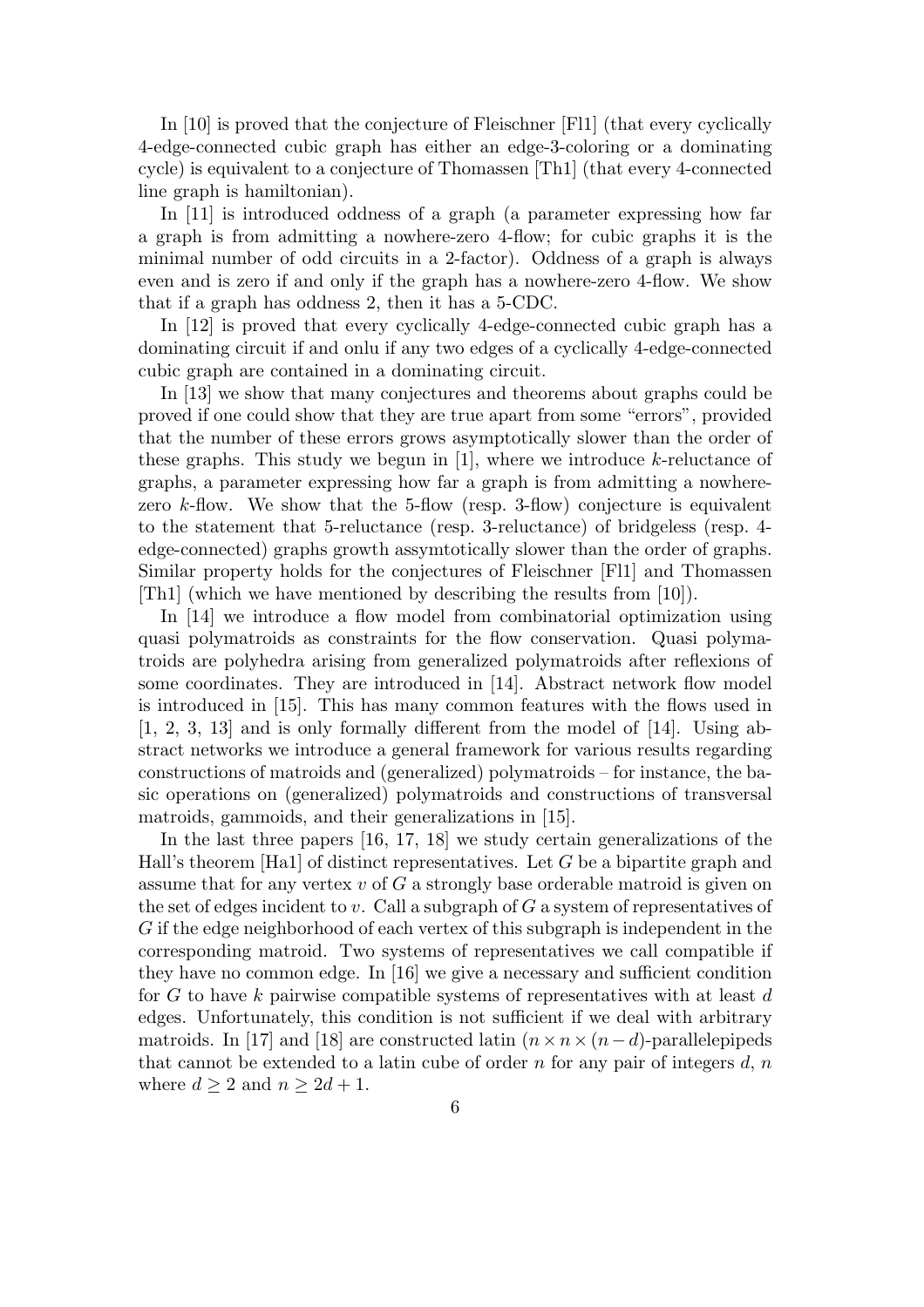In [10] is proved that the conjecture of Fleischner [Fl1] (that every cyclically 4-edge-connected cubic graph has either an edge-3-coloring or a dominating cycle) is equivalent to a conjecture of Thomassen [Th1] (that every 4-connected line graph is hamiltonian).

In [11] is introduced oddness of a graph (a parameter expressing how far a graph is from admitting a nowhere-zero 4-flow; for cubic graphs it is the minimal number of odd circuits in a 2-factor). Oddness of a graph is always even and is zero if and only if the graph has a nowhere-zero 4-flow. We show that if a graph has oddness 2, then it has a 5-CDC.

In [12] is proved that every cyclically 4-edge-connected cubic graph has a dominating circuit if and onlu if any two edges of a cyclically 4-edge-connected cubic graph are contained in a dominating circuit.

In [13] we show that many conjectures and theorems about graphs could be proved if one could show that they are true apart from some "errors", provided that the number of these errors grows asymptotically slower than the order of these graphs. This study we begun in [1], where we introduce $k$-reluctance of graphs, a parameter expressing how far a graph is from admitting a nowhere-zero $k$-flow. We show that the 5-flow (resp. 3-flow) conjecture is equivalent to the statement that 5-reluctance (resp. 3-reluctance) of bridgeless (resp. 4-edge-connected) graphs growth assymtotically slower than the order of graphs. Similar property holds for the conjectures of Fleischner [Fl1] and Thomassen [Th1] (which we have mentioned by describing the results from [10]).

In [14] we introduce a flow model from combinatorial optimization using quasi polymatroids as constraints for the flow conservation. Quasi polymatroids are polyhedra arising from generalized polymatroids after reflexions of some coordinates. They are introduced in [14]. Abstract network flow model is introduced in [15]. This has many common features with the flows used in [1, 2, 3, 13] and is only formally different from the model of [14]. Using abstract networks we introduce a general framework for various results regarding constructions of matroids and (generalized) polymatroids – for instance, the basic operations on (generalized) polymatroids and constructions of transversal matroids, gammoids, and their generalizations in [15].

In the last three papers [16, 17, 18] we study certain generalizations of the Hall's theorem [Ha1] of distinct representatives. Let $G$ be a bipartite graph and assume that for any vertex $v$ of $G$ a strongly base orderable matroid is given on the set of edges incident to $v$. Call a subgraph of $G$ a system of representatives of $G$ if the edge neighborhood of each vertex of this subgraph is independent in the corresponding matroid. Two systems of representatives we call compatible if they have no common edge. In [16] we give a necessary and sufficient condition for $G$ to have $k$ pairwise compatible systems of representatives with at least $d$ edges. Unfortunately, this condition is not sufficient if we deal with arbitrary matroids. In [17] and [18] are constructed latin $(n \times n \times (n-d)$-parallelepipeds that cannot be extended to a latin cube of order $n$ for any pair of integers $d$, $n$ where $d \geq 2$ and $n \geq 2d + 1$.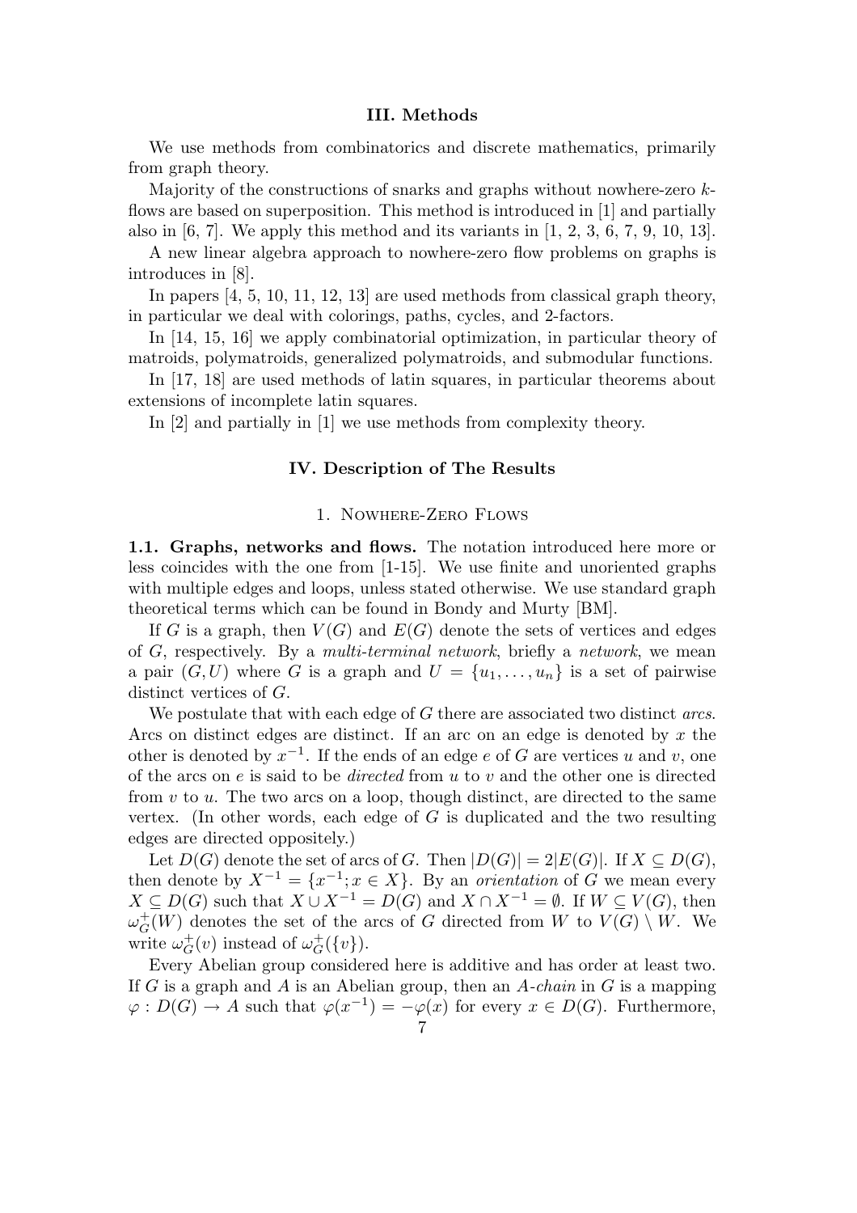## III. Methods

We use methods from combinatorics and discrete mathematics, primarily from graph theory.

Majority of the constructions of snarks and graphs without nowhere-zero $k$-flows are based on superposition. This method is introduced in [1] and partially also in [6, 7]. We apply this method and its variants in [1, 2, 3, 6, 7, 9, 10, 13].

A new linear algebra approach to nowhere-zero flow problems on graphs is introduces in [8].

In papers [4, 5, 10, 11, 12, 13] are used methods from classical graph theory, in particular we deal with colorings, paths, cycles, and 2-factors.

In [14, 15, 16] we apply combinatorial optimization, in particular theory of matroids, polymatroids, generalized polymatroids, and submodular functions.

In [17, 18] are used methods of latin squares, in particular theorems about extensions of incomplete latin squares.

In [2] and partially in [1] we use methods from complexity theory.

## IV. Description of The Results

### 1. Nowhere-Zero Flows

**1.1. Graphs, networks and flows.** The notation introduced here more or less coincides with the one from [1-15]. We use finite and unoriented graphs with multiple edges and loops, unless stated otherwise. We use standard graph theoretical terms which can be found in Bondy and Murty [BM].

If $G$ is a graph, then $V(G)$ and $E(G)$ denote the sets of vertices and edges of $G$, respectively. By a *multi-terminal network*, briefly a *network*, we mean a pair $(G, U)$ where $G$ is a graph and $U = \{u_1, \ldots, u_n\}$ is a set of pairwise distinct vertices of $G$.

We postulate that with each edge of $G$ there are associated two distinct *arcs*. Arcs on distinct edges are distinct. If an arc on an edge is denoted by $x$ the other is denoted by $x^{-1}$. If the ends of an edge $e$ of $G$ are vertices $u$ and $v$, one of the arcs on $e$ is said to be *directed* from $u$ to $v$ and the other one is directed from $v$ to $u$. The two arcs on a loop, though distinct, are directed to the same vertex. (In other words, each edge of $G$ is duplicated and the two resulting edges are directed oppositely.)

Let $D(G)$ denote the set of arcs of $G$. Then $|D(G)| = 2|E(G)|$. If $X \subseteq D(G)$, then denote by $X^{-1} = \{x^{-1}; x \in X\}$. By an *orientation* of $G$ we mean every $X \subseteq D(G)$ such that $X \cup X^{-1} = D(G)$ and $X \cap X^{-1} = \emptyset$. If $W \subseteq V(G)$, then $\omega_G^+(W)$ denotes the set of the arcs of $G$ directed from $W$ to $V(G) \setminus W$. We write $\omega_G^+(v)$ instead of $\omega_G^+(\{v\})$.

Every Abelian group considered here is additive and has order at least two. If $G$ is a graph and $A$ is an Abelian group, then an *$A$-chain* in $G$ is a mapping $\varphi : D(G) \to A$ such that $\varphi(x^{-1}) = -\varphi(x)$ for every $x \in D(G)$. Furthermore,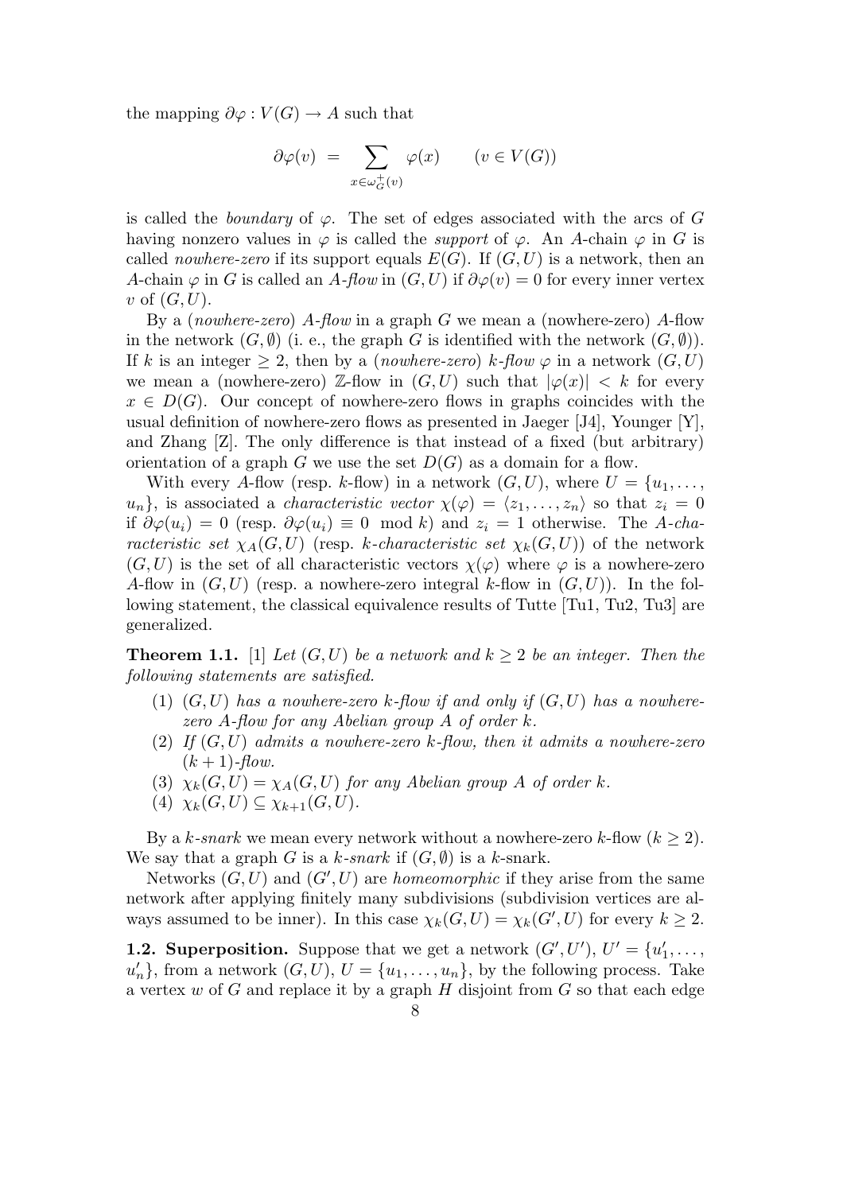the mapping $\partial\varphi : V(G) \to A$ such that

$$\partial\varphi(v) \;=\; \sum_{x \in \omega_G^+(v)} \varphi(x) \qquad (v \in V(G))$$

is called the *boundary* of $\varphi$. The set of edges associated with the arcs of $G$ having nonzero values in $\varphi$ is called the *support* of $\varphi$. An $A$-chain $\varphi$ in $G$ is called *nowhere-zero* if its support equals $E(G)$. If $(G, U)$ is a network, then an $A$-chain $\varphi$ in $G$ is called an *$A$-flow* in $(G, U)$ if $\partial\varphi(v) = 0$ for every inner vertex $v$ of $(G, U)$.

By a (*nowhere-zero*) *$A$-flow* in a graph $G$ we mean a (nowhere-zero) $A$-flow in the network $(G, \emptyset)$ (i. e., the graph $G$ is identified with the network $(G, \emptyset)$). If $k$ is an integer $\geq 2$, then by a (*nowhere-zero*) *$k$-flow* $\varphi$ in a network $(G, U)$ we mean a (nowhere-zero) $\mathbb{Z}$-flow in $(G, U)$ such that $|\varphi(x)| < k$ for every $x \in D(G)$. Our concept of nowhere-zero flows in graphs coincides with the usual definition of nowhere-zero flows as presented in Jaeger [J4], Younger [Y], and Zhang [Z]. The only difference is that instead of a fixed (but arbitrary) orientation of a graph $G$ we use the set $D(G)$ as a domain for a flow.

With every $A$-flow (resp. $k$-flow) in a network $(G, U)$, where $U = \{u_1, \ldots, u_n\}$, is associated a *characteristic vector* $\chi(\varphi) = \langle z_1, \ldots, z_n\rangle$ so that $z_i = 0$ if $\partial\varphi(u_i) = 0$ (resp. $\partial\varphi(u_i) \equiv 0 \mod k$) and $z_i = 1$ otherwise. The *$A$-characteristic set* $\chi_A(G, U)$ (resp. *$k$-characteristic set* $\chi_k(G, U)$) of the network $(G, U)$ is the set of all characteristic vectors $\chi(\varphi)$ where $\varphi$ is a nowhere-zero $A$-flow in $(G, U)$ (resp. a nowhere-zero integral $k$-flow in $(G, U)$). In the following statement, the classical equivalence results of Tutte [Tu1, Tu2, Tu3] are generalized.

**Theorem 1.1.** [1] *Let $(G, U)$ be a network and $k \geq 2$ be an integer. Then the following statements are satisfied.*

1. *$(G, U)$ has a nowhere-zero $k$-flow if and only if $(G, U)$ has a nowhere-zero $A$-flow for any Abelian group $A$ of order $k$.*
2. *If $(G, U)$ admits a nowhere-zero $k$-flow, then it admits a nowhere-zero $(k + 1)$-flow.*
3. *$\chi_k(G, U) = \chi_A(G, U)$ for any Abelian group $A$ of order $k$.*
4. *$\chi_k(G, U) \subseteq \chi_{k+1}(G, U)$.*

By a *$k$-snark* we mean every network without a nowhere-zero $k$-flow ($k \geq 2$). We say that a graph $G$ is a *$k$-snark* if $(G, \emptyset)$ is a $k$-snark.

Networks $(G, U)$ and $(G', U)$ are *homeomorphic* if they arise from the same network after applying finitely many subdivisions (subdivision vertices are always assumed to be inner). In this case $\chi_k(G, U) = \chi_k(G', U)$ for every $k \geq 2$.

**1.2. Superposition.** Suppose that we get a network $(G', U')$, $U' = \{u'_1, \ldots, u'_n\}$, from a network $(G, U)$, $U = \{u_1, \ldots, u_n\}$, by the following process. Take a vertex $w$ of $G$ and replace it by a graph $H$ disjoint from $G$ so that each edge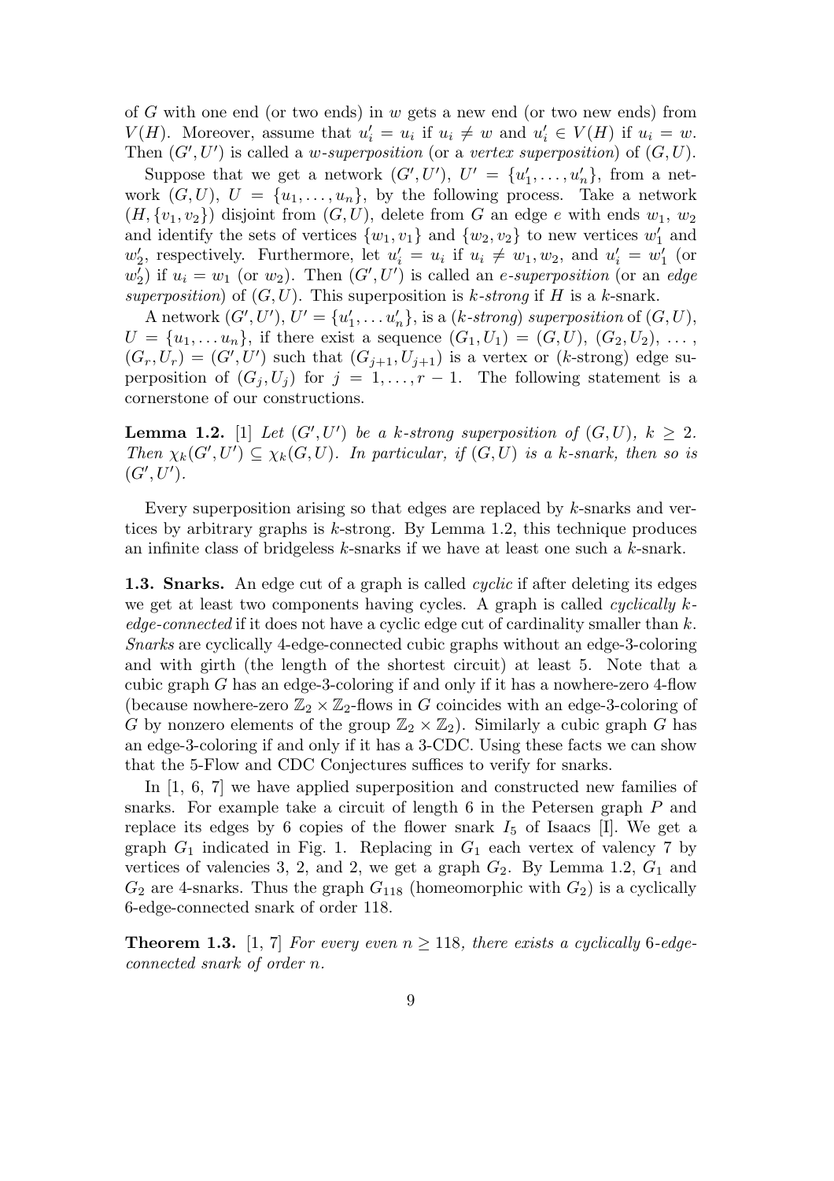of $G$ with one end (or two ends) in $w$ gets a new end (or two new ends) from $V(H)$. Moreover, assume that $u'_i = u_i$ if $u_i \neq w$ and $u'_i \in V(H)$ if $u_i = w$. Then $(G', U')$ is called a *w-superposition* (or a *vertex superposition*) of $(G, U)$.

Suppose that we get a network $(G', U')$, $U' = \{u'_1, \ldots, u'_n\}$, from a network $(G, U)$, $U = \{u_1, \ldots, u_n\}$, by the following process. Take a network $(H, \{v_1, v_2\})$ disjoint from $(G, U)$, delete from $G$ an edge $e$ with ends $w_1$, $w_2$ and identify the sets of vertices $\{w_1, v_1\}$ and $\{w_2, v_2\}$ to new vertices $w'_1$ and $w'_2$, respectively. Furthermore, let $u'_i = u_i$ if $u_i \neq w_1, w_2$, and $u'_i = w'_1$ (or $w'_2$) if $u_i = w_1$ (or $w_2$). Then $(G', U')$ is called an *e-superposition* (or an *edge superposition*) of $(G, U)$. This superposition is *k-strong* if $H$ is a $k$-snark.

A network $(G', U')$, $U' = \{u'_1, \ldots u'_n\}$, is a *(k-strong) superposition* of $(G, U)$, $U = \{u_1, \ldots u_n\}$, if there exist a sequence $(G_1, U_1) = (G, U)$, $(G_2, U_2)$, $\ldots$, $(G_r, U_r) = (G', U')$ such that $(G_{j+1}, U_{j+1})$ is a vertex or ($k$-strong) edge superposition of $(G_j, U_j)$ for $j = 1, \ldots, r-1$. The following statement is a cornerstone of our constructions.

**Lemma 1.2.** [1] *Let $(G', U')$ be a $k$-strong superposition of $(G, U)$, $k \geq 2$. Then $\chi_k(G', U') \subseteq \chi_k(G, U)$. In particular, if $(G, U)$ is a $k$-snark, then so is $(G', U')$.*

Every superposition arising so that edges are replaced by $k$-snarks and vertices by arbitrary graphs is $k$-strong. By Lemma 1.2, this technique produces an infinite class of bridgeless $k$-snarks if we have at least one such a $k$-snark.

**1.3. Snarks.** An edge cut of a graph is called *cyclic* if after deleting its edges we get at least two components having cycles. A graph is called *cyclically k-edge-connected* if it does not have a cyclic edge cut of cardinality smaller than $k$. *Snarks* are cyclically 4-edge-connected cubic graphs without an edge-3-coloring and with girth (the length of the shortest circuit) at least 5. Note that a cubic graph $G$ has an edge-3-coloring if and only if it has a nowhere-zero 4-flow (because nowhere-zero $\mathbb{Z}_2 \times \mathbb{Z}_2$-flows in $G$ coincides with an edge-3-coloring of $G$ by nonzero elements of the group $\mathbb{Z}_2 \times \mathbb{Z}_2$). Similarly a cubic graph $G$ has an edge-3-coloring if and only if it has a 3-CDC. Using these facts we can show that the 5-Flow and CDC Conjectures suffices to verify for snarks.

In [1, 6, 7] we have applied superposition and constructed new families of snarks. For example take a circuit of length 6 in the Petersen graph $P$ and replace its edges by 6 copies of the flower snark $I_5$ of Isaacs [I]. We get a graph $G_1$ indicated in Fig. 1. Replacing in $G_1$ each vertex of valency 7 by vertices of valencies 3, 2, and 2, we get a graph $G_2$. By Lemma 1.2, $G_1$ and $G_2$ are 4-snarks. Thus the graph $G_{118}$ (homeomorphic with $G_2$) is a cyclically 6-edge-connected snark of order 118.

**Theorem 1.3.** [1, 7] *For every even $n \geq 118$, there exists a cyclically 6-edge-connected snark of order $n$.*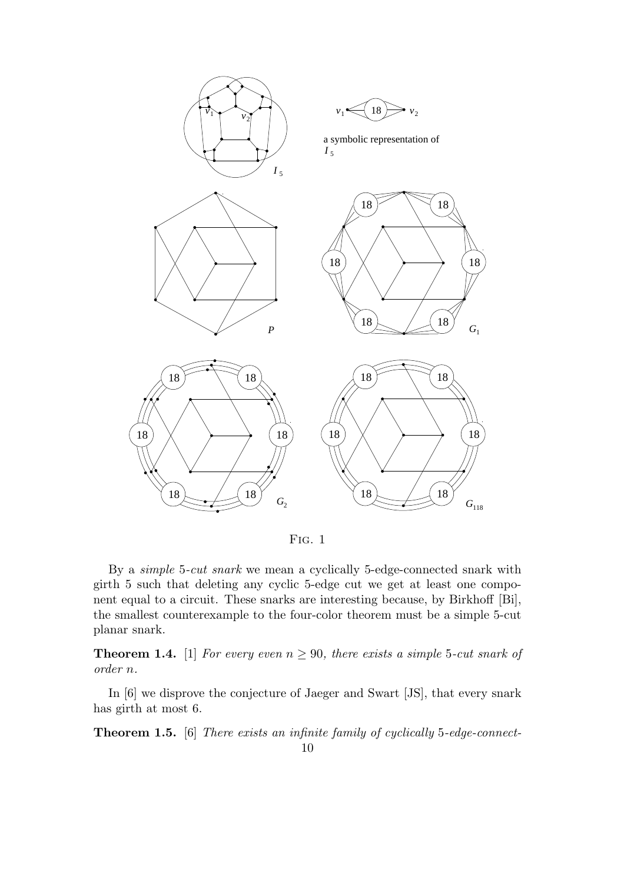Fig. 1

By a *simple* 5-*cut snark* we mean a cyclically 5-edge-connected snark with girth 5 such that deleting any cyclic 5-edge cut we get at least one component equal to a circuit. These snarks are interesting because, by Birkhoff [Bi], the smallest counterexample to the four-color theorem must be a simple 5-cut planar snark.

**Theorem 1.4.** [1] *For every even $n \geq 90$, there exists a simple* 5*-cut snark of order $n$.*

In [6] we disprove the conjecture of Jaeger and Swart [JS], that every snark has girth at most 6.

**Theorem 1.5.** [6] *There exists an infinite family of cyclically* 5*-edge-connect-*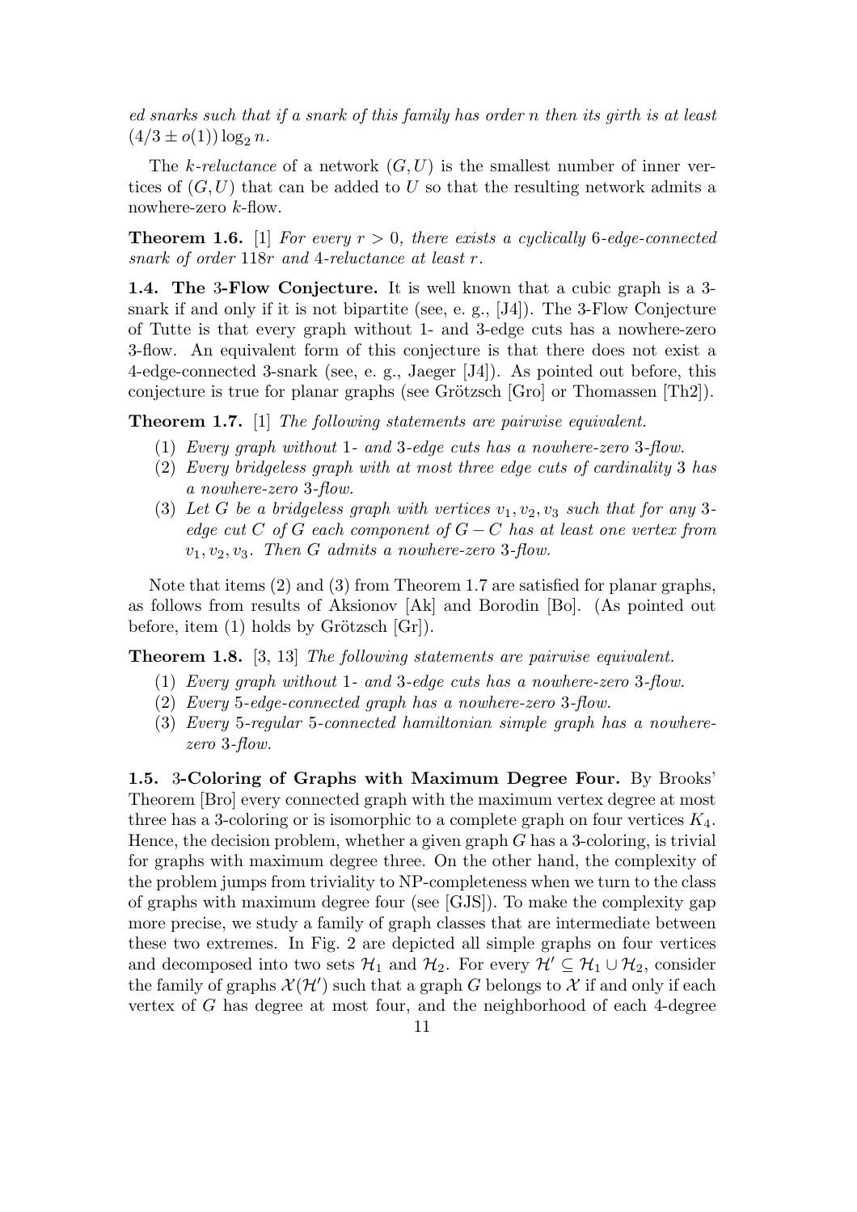*ed snarks such that if a snark of this family has order n then its girth is at least* $(4/3 \pm o(1)) \log_2 n$.

The *k-reluctance* of a network $(G, U)$ is the smallest number of inner vertices of $(G, U)$ that can be added to $U$ so that the resulting network admits a nowhere-zero $k$-flow.

**Theorem 1.6.** [1] *For every* $r > 0$*, there exists a cyclically* 6*-edge-connected snark of order* $118r$ *and* 4*-reluctance at least* $r$.

**1.4. The 3-Flow Conjecture.** It is well known that a cubic graph is a 3-snark if and only if it is not bipartite (see, e. g., [J4]). The 3-Flow Conjecture of Tutte is that every graph without 1- and 3-edge cuts has a nowhere-zero 3-flow. An equivalent form of this conjecture is that there does not exist a 4-edge-connected 3-snark (see, e. g., Jaeger [J4]). As pointed out before, this conjecture is true for planar graphs (see Grötzsch [Gro] or Thomassen [Th2]).

**Theorem 1.7.** [1] *The following statements are pairwise equivalent.*

1. *Every graph without* 1*- and* 3*-edge cuts has a nowhere-zero* 3*-flow.*
2. *Every bridgeless graph with at most three edge cuts of cardinality* 3 *has a nowhere-zero* 3*-flow.*
3. *Let* $G$ *be a bridgeless graph with vertices* $v_1, v_2, v_3$ *such that for any* 3*-edge cut* $C$ *of* $G$ *each component of* $G - C$ *has at least one vertex from* $v_1, v_2, v_3$*. Then* $G$ *admits a nowhere-zero* 3*-flow.*

Note that items (2) and (3) from Theorem 1.7 are satisfied for planar graphs, as follows from results of Aksionov [Ak] and Borodin [Bo]. (As pointed out before, item (1) holds by Grötzsch [Gr]).

**Theorem 1.8.** [3, 13] *The following statements are pairwise equivalent.*

1. *Every graph without* 1*- and* 3*-edge cuts has a nowhere-zero* 3*-flow.*
2. *Every* 5*-edge-connected graph has a nowhere-zero* 3*-flow.*
3. *Every* 5*-regular* 5*-connected hamiltonian simple graph has a nowhere-zero* 3*-flow.*

**1.5. 3-Coloring of Graphs with Maximum Degree Four.** By Brooks' Theorem [Bro] every connected graph with the maximum vertex degree at most three has a 3-coloring or is isomorphic to a complete graph on four vertices $K_4$. Hence, the decision problem, whether a given graph $G$ has a 3-coloring, is trivial for graphs with maximum degree three. On the other hand, the complexity of the problem jumps from triviality to NP-completeness when we turn to the class of graphs with maximum degree four (see [GJS]). To make the complexity gap more precise, we study a family of graph classes that are intermediate between these two extremes. In Fig. 2 are depicted all simple graphs on four vertices and decomposed into two sets $\mathcal{H}_1$ and $\mathcal{H}_2$. For every $\mathcal{H}' \subseteq \mathcal{H}_1 \cup \mathcal{H}_2$, consider the family of graphs $\mathcal{X}(\mathcal{H}')$ such that a graph $G$ belongs to $\mathcal{X}$ if and only if each vertex of $G$ has degree at most four, and the neighborhood of each 4-degree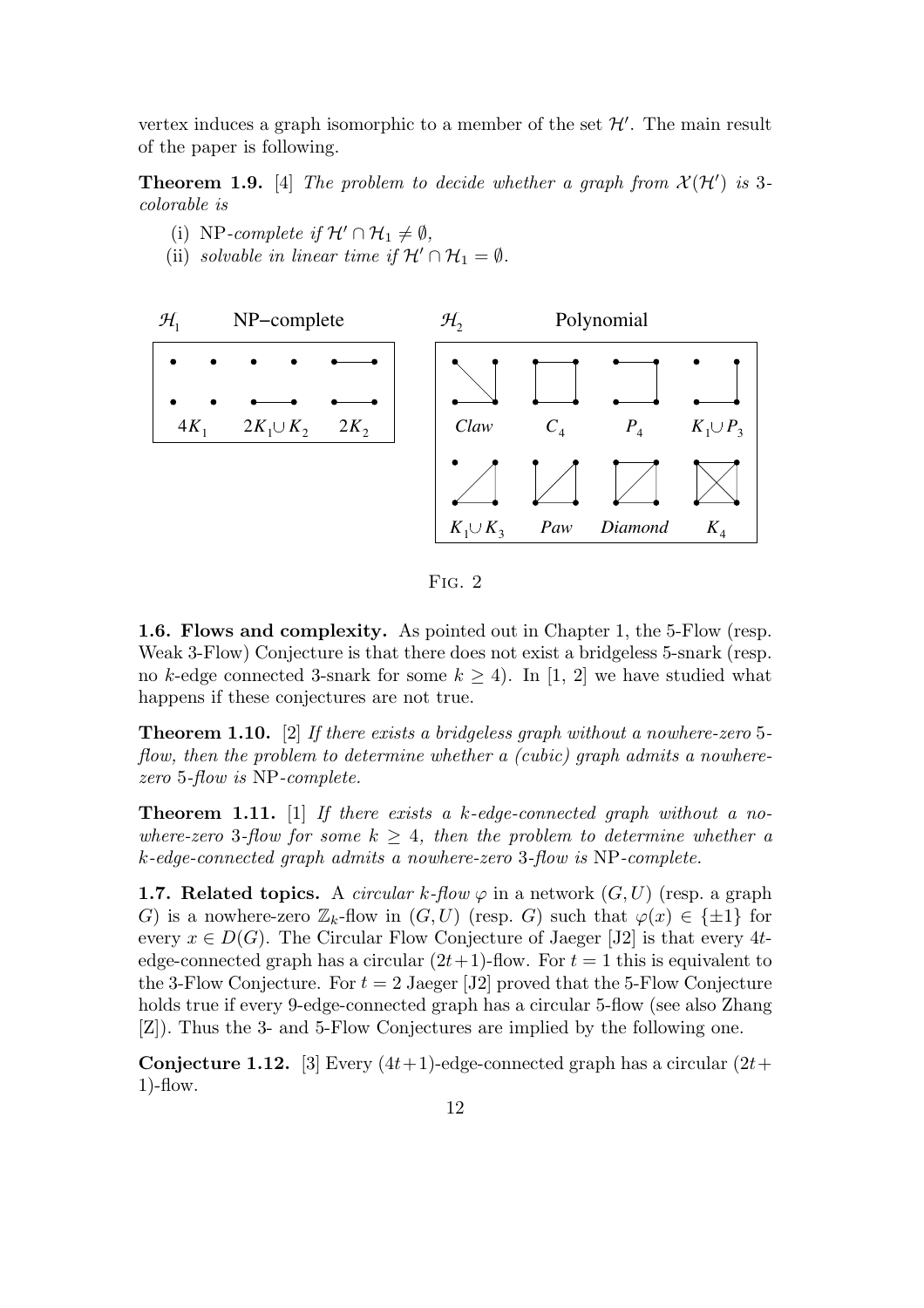vertex induces a graph isomorphic to a member of the set $\mathcal{H}'$. The main result of the paper is following.

**Theorem 1.9.** [4] *The problem to decide whether a graph from $\mathcal{X}(\mathcal{H}')$ is 3-colorable is*

(i) NP*-complete if $\mathcal{H}' \cap \mathcal{H}_1 \neq \emptyset$,*
(ii) *solvable in linear time if $\mathcal{H}' \cap \mathcal{H}_1 = \emptyset$.*

$\mathcal{H}_1$ NP–complete: $4K_1$, $2K_1 \cup K_2$, $2K_2$

$\mathcal{H}_2$ Polynomial: *Claw*, $C_4$, $P_4$, $K_1 \cup P_3$, $K_1 \cup K_3$, *Paw*, *Diamond*, $K_4$

Fig. 2

**1.6. Flows and complexity.** As pointed out in Chapter 1, the 5-Flow (resp. Weak 3-Flow) Conjecture is that there does not exist a bridgeless 5-snark (resp. no $k$-edge connected 3-snark for some $k \geq 4$). In [1, 2] we have studied what happens if these conjectures are not true.

**Theorem 1.10.** [2] *If there exists a bridgeless graph without a nowhere-zero 5-flow, then the problem to determine whether a (cubic) graph admits a nowhere-zero 5-flow is* NP*-complete.*

**Theorem 1.11.** [1] *If there exists a $k$-edge-connected graph without a nowhere-zero 3-flow for some $k \geq 4$, then the problem to determine whether a $k$-edge-connected graph admits a nowhere-zero 3-flow is* NP*-complete.*

**1.7. Related topics.** A *circular $k$-flow* $\varphi$ in a network $(G, U)$ (resp. a graph $G$) is a nowhere-zero $\mathbb{Z}_k$-flow in $(G, U)$ (resp. $G$) such that $\varphi(x) \in \{\pm 1\}$ for every $x \in D(G)$. The Circular Flow Conjecture of Jaeger [J2] is that every $4t$-edge-connected graph has a circular $(2t+1)$-flow. For $t = 1$ this is equivalent to the 3-Flow Conjecture. For $t = 2$ Jaeger [J2] proved that the 5-Flow Conjecture holds true if every 9-edge-connected graph has a circular 5-flow (see also Zhang [Z]). Thus the 3- and 5-Flow Conjectures are implied by the following one.

**Conjecture 1.12.** [3] Every $(4t+1)$-edge-connected graph has a circular $(2t+1)$-flow.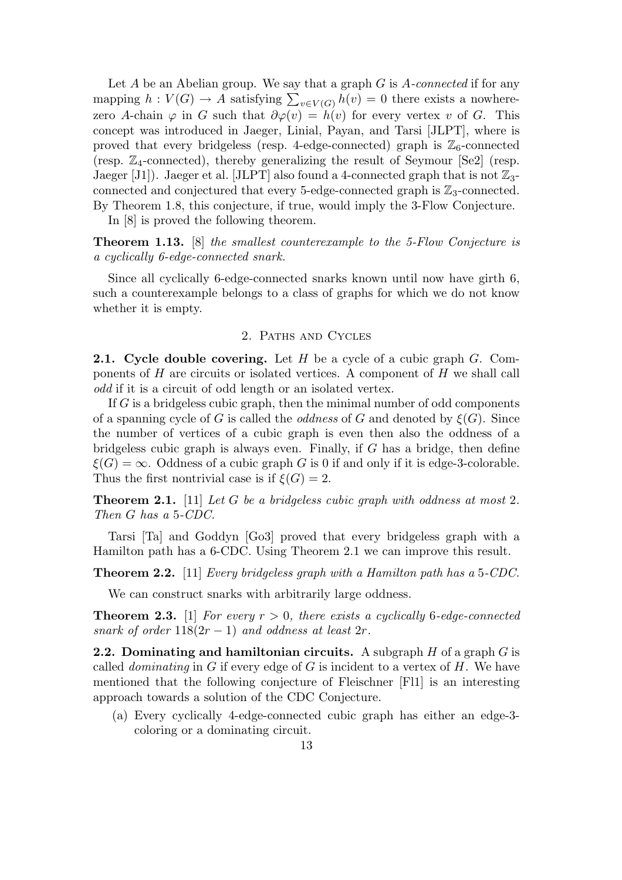Let $A$ be an Abelian group. We say that a graph $G$ is *$A$-connected* if for any mapping $h : V(G) \to A$ satisfying $\sum_{v \in V(G)} h(v) = 0$ there exists a nowhere-zero $A$-chain $\varphi$ in $G$ such that $\partial\varphi(v) = h(v)$ for every vertex $v$ of $G$. This concept was introduced in Jaeger, Linial, Payan, and Tarsi [JLPT], where is proved that every bridgeless (resp. 4-edge-connected) graph is $\mathbb{Z}_6$-connected (resp. $\mathbb{Z}_4$-connected), thereby generalizing the result of Seymour [Se2] (resp. Jaeger [J1]). Jaeger et al. [JLPT] also found a 4-connected graph that is not $\mathbb{Z}_3$-connected and conjectured that every 5-edge-connected graph is $\mathbb{Z}_3$-connected. By Theorem 1.8, this conjecture, if true, would imply the 3-Flow Conjecture.

In [8] is proved the following theorem.

**Theorem 1.13.** [8] *the smallest counterexample to the 5-Flow Conjecture is a cyclically 6-edge-connected snark.*

Since all cyclically 6-edge-connected snarks known until now have girth 6, such a counterexample belongs to a class of graphs for which we do not know whether it is empty.

## 2. Paths and Cycles

**2.1. Cycle double covering.** Let $H$ be a cycle of a cubic graph $G$. Components of $H$ are circuits or isolated vertices. A component of $H$ we shall call *odd* if it is a circuit of odd length or an isolated vertex.

If $G$ is a bridgeless cubic graph, then the minimal number of odd components of a spanning cycle of $G$ is called the *oddness* of $G$ and denoted by $\xi(G)$. Since the number of vertices of a cubic graph is even then also the oddness of a bridgeless cubic graph is always even. Finally, if $G$ has a bridge, then define $\xi(G) = \infty$. Oddness of a cubic graph $G$ is 0 if and only if it is edge-3-colorable. Thus the first nontrivial case is if $\xi(G) = 2$.

**Theorem 2.1.** [11] *Let $G$ be a bridgeless cubic graph with oddness at most 2. Then $G$ has a 5-CDC.*

Tarsi [Ta] and Goddyn [Go3] proved that every bridgeless graph with a Hamilton path has a 6-CDC. Using Theorem 2.1 we can improve this result.

**Theorem 2.2.** [11] *Every bridgeless graph with a Hamilton path has a 5-CDC.*

We can construct snarks with arbitrarily large oddness.

**Theorem 2.3.** [1] *For every $r > 0$, there exists a cyclically 6-edge-connected snark of order $118(2r-1)$ and oddness at least $2r$.*

**2.2. Dominating and hamiltonian circuits.** A subgraph $H$ of a graph $G$ is called *dominating* in $G$ if every edge of $G$ is incident to a vertex of $H$. We have mentioned that the following conjecture of Fleischner [Fl1] is an interesting approach towards a solution of the CDC Conjecture.

(a) Every cyclically 4-edge-connected cubic graph has either an edge-3-coloring or a dominating circuit.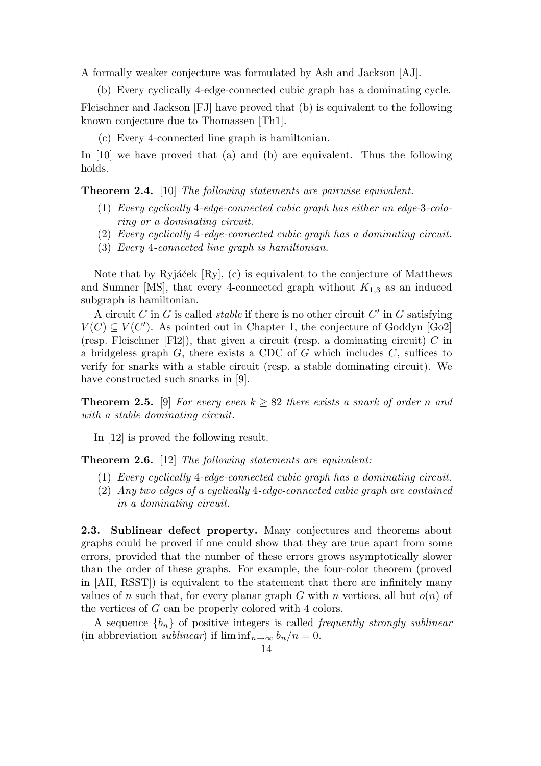A formally weaker conjecture was formulated by Ash and Jackson [AJ].

(b) Every cyclically 4-edge-connected cubic graph has a dominating cycle.

Fleischner and Jackson [FJ] have proved that (b) is equivalent to the following known conjecture due to Thomassen [Th1].

(c) Every 4-connected line graph is hamiltonian.

In [10] we have proved that (a) and (b) are equivalent. Thus the following holds.

**Theorem 2.4.** [10] *The following statements are pairwise equivalent.*

(1) *Every cyclically 4-edge-connected cubic graph has either an edge-3-coloring or a dominating circuit.*
(2) *Every cyclically 4-edge-connected cubic graph has a dominating circuit.*
(3) *Every 4-connected line graph is hamiltonian.*

Note that by Ryjáček [Ry], (c) is equivalent to the conjecture of Matthews and Sumner [MS], that every 4-connected graph without $K_{1,3}$ as an induced subgraph is hamiltonian.

A circuit $C$ in $G$ is called *stable* if there is no other circuit $C'$ in $G$ satisfying $V(C) \subseteq V(C')$. As pointed out in Chapter 1, the conjecture of Goddyn [Go2] (resp. Fleischner [Fl2]), that given a circuit (resp. a dominating circuit) $C$ in a bridgeless graph $G$, there exists a CDC of $G$ which includes $C$, suffices to verify for snarks with a stable circuit (resp. a stable dominating circuit). We have constructed such snarks in [9].

**Theorem 2.5.** [9] *For every even $k \geq 82$ there exists a snark of order $n$ and with a stable dominating circuit.*

In [12] is proved the following result.

**Theorem 2.6.** [12] *The following statements are equivalent:*

(1) *Every cyclically 4-edge-connected cubic graph has a dominating circuit.*
(2) *Any two edges of a cyclically 4-edge-connected cubic graph are contained in a dominating circuit.*

**2.3. Sublinear defect property.** Many conjectures and theorems about graphs could be proved if one could show that they are true apart from some errors, provided that the number of these errors grows asymptotically slower than the order of these graphs. For example, the four-color theorem (proved in [AH, RSST]) is equivalent to the statement that there are infinitely many values of $n$ such that, for every planar graph $G$ with $n$ vertices, all but $o(n)$ of the vertices of $G$ can be properly colored with 4 colors.

A sequence $\{b_n\}$ of positive integers is called *frequently strongly sublinear* (in abbreviation *sublinear*) if $\liminf_{n\to\infty} b_n/n = 0$.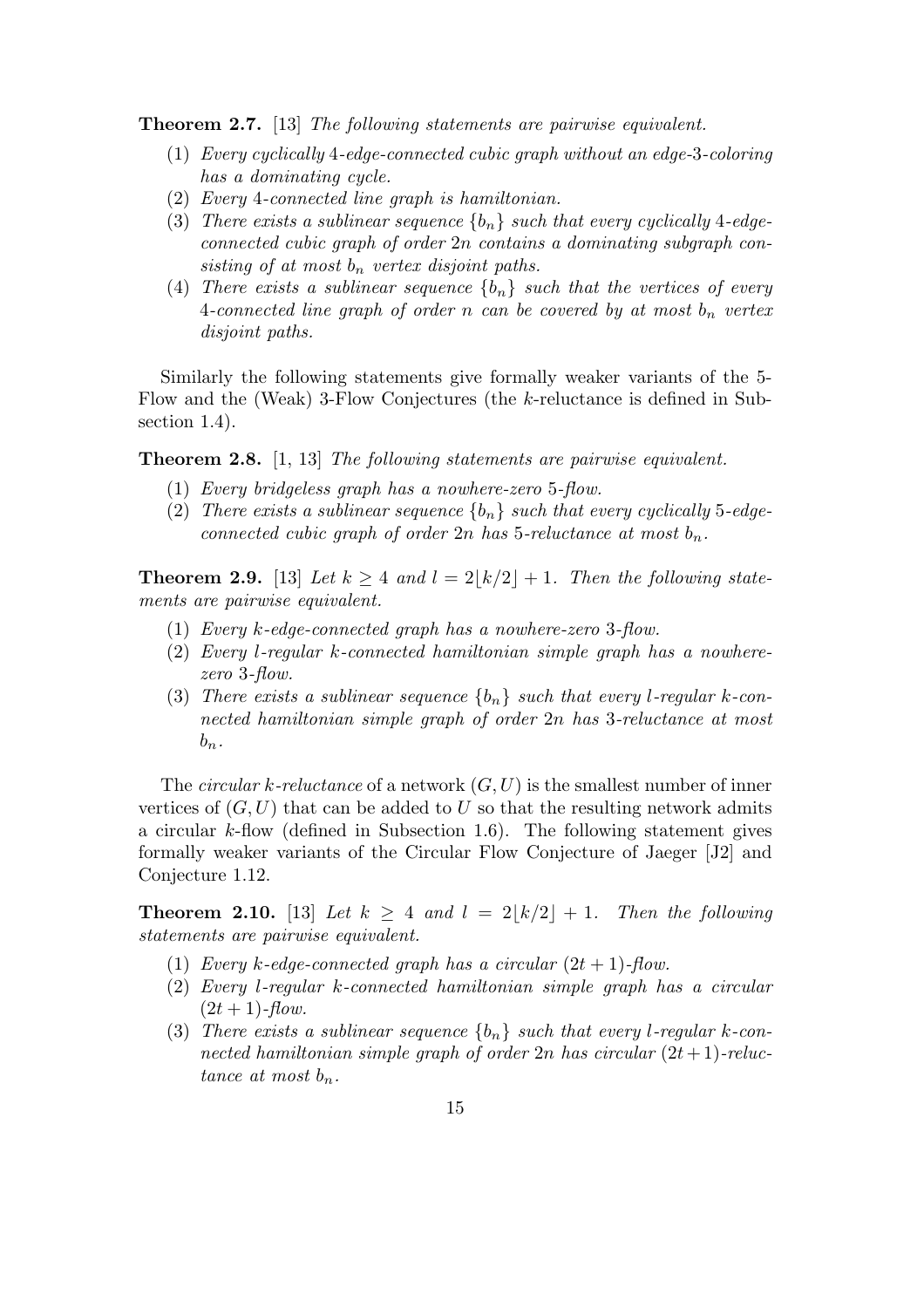**Theorem 2.7.** [13] *The following statements are pairwise equivalent.*

1. *Every cyclically* 4*-edge-connected cubic graph without an edge-*3*-coloring has a dominating cycle.*
2. *Every* 4*-connected line graph is hamiltonian.*
3. *There exists a sublinear sequence* $\{b_n\}$ *such that every cyclically* 4*-edge-connected cubic graph of order* $2n$ *contains a dominating subgraph consisting of at most* $b_n$ *vertex disjoint paths.*
4. *There exists a sublinear sequence* $\{b_n\}$ *such that the vertices of every* 4*-connected line graph of order* $n$ *can be covered by at most* $b_n$ *vertex disjoint paths.*

Similarly the following statements give formally weaker variants of the 5-Flow and the (Weak) 3-Flow Conjectures (the $k$-reluctance is defined in Subsection 1.4).

**Theorem 2.8.** [1, 13] *The following statements are pairwise equivalent.*

1. *Every bridgeless graph has a nowhere-zero* 5*-flow.*
2. *There exists a sublinear sequence* $\{b_n\}$ *such that every cyclically* 5*-edge-connected cubic graph of order* $2n$ *has* 5*-reluctance at most* $b_n$*.*

**Theorem 2.9.** [13] *Let* $k \geq 4$ *and* $l = 2\lfloor k/2 \rfloor + 1$*. Then the following statements are pairwise equivalent.*

1. *Every* $k$*-edge-connected graph has a nowhere-zero* 3*-flow.*
2. *Every* $l$*-regular* $k$*-connected hamiltonian simple graph has a nowhere-zero* 3*-flow.*
3. *There exists a sublinear sequence* $\{b_n\}$ *such that every* $l$*-regular* $k$*-connected hamiltonian simple graph of order* $2n$ *has* 3*-reluctance at most* $b_n$*.*

The *circular* $k$*-reluctance* of a network $(G, U)$ is the smallest number of inner vertices of $(G, U)$ that can be added to $U$ so that the resulting network admits a circular $k$-flow (defined in Subsection 1.6). The following statement gives formally weaker variants of the Circular Flow Conjecture of Jaeger [J2] and Conjecture 1.12.

**Theorem 2.10.** [13] *Let* $k \geq 4$ *and* $l = 2\lfloor k/2 \rfloor + 1$*. Then the following statements are pairwise equivalent.*

1. *Every* $k$*-edge-connected graph has a circular* $(2t + 1)$*-flow.*
2. *Every* $l$*-regular* $k$*-connected hamiltonian simple graph has a circular* $(2t + 1)$*-flow.*
3. *There exists a sublinear sequence* $\{b_n\}$ *such that every* $l$*-regular* $k$*-connected hamiltonian simple graph of order* $2n$ *has circular* $(2t+1)$*-reluctance at most* $b_n$*.*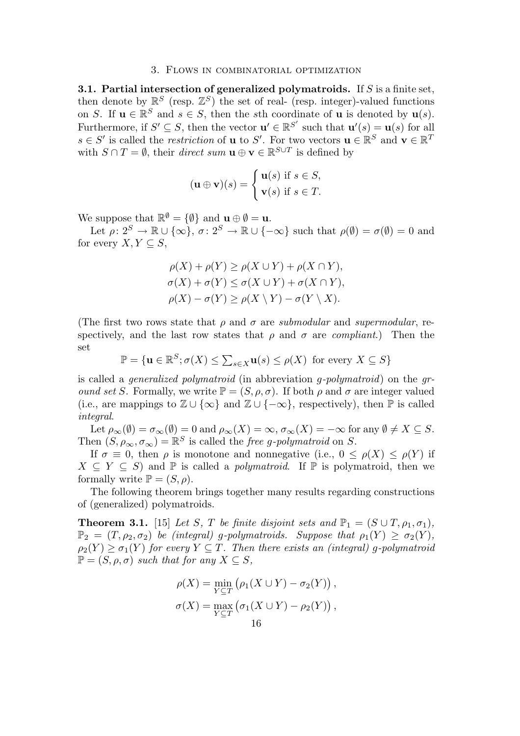## 3. Flows in combinatorial optimization

**3.1. Partial intersection of generalized polymatroids.** If $S$ is a finite set, then denote by $\mathbb{R}^S$ (resp. $\mathbb{Z}^S$) the set of real- (resp. integer)-valued functions on $S$. If $\mathbf{u} \in \mathbb{R}^S$ and $s \in S$, then the $s$th coordinate of $\mathbf{u}$ is denoted by $\mathbf{u}(s)$. Furthermore, if $S' \subseteq S$, then the vector $\mathbf{u}' \in \mathbb{R}^{S'}$ such that $\mathbf{u}'(s) = \mathbf{u}(s)$ for all $s \in S'$ is called the *restriction* of $\mathbf{u}$ to $S'$. For two vectors $\mathbf{u} \in \mathbb{R}^S$ and $\mathbf{v} \in \mathbb{R}^T$ with $S \cap T = \emptyset$, their *direct sum* $\mathbf{u} \oplus \mathbf{v} \in \mathbb{R}^{S \cup T}$ is defined by

$$(\mathbf{u} \oplus \mathbf{v})(s) = \begin{cases} \mathbf{u}(s) \text{ if } s \in S, \\ \mathbf{v}(s) \text{ if } s \in T. \end{cases}$$

We suppose that $\mathbb{R}^\emptyset = \{\emptyset\}$ and $\mathbf{u} \oplus \emptyset = \mathbf{u}$.

Let $\rho \colon 2^S \to \mathbb{R} \cup \{\infty\}$, $\sigma \colon 2^S \to \mathbb{R} \cup \{-\infty\}$ such that $\rho(\emptyset) = \sigma(\emptyset) = 0$ and for every $X, Y \subseteq S$,

$$\begin{aligned} \rho(X) + \rho(Y) &\geq \rho(X \cup Y) + \rho(X \cap Y), \\ \sigma(X) + \sigma(Y) &\leq \sigma(X \cup Y) + \sigma(X \cap Y), \\ \rho(X) - \sigma(Y) &\geq \rho(X \setminus Y) - \sigma(Y \setminus X). \end{aligned}$$

(The first two rows state that $\rho$ and $\sigma$ are *submodular* and *supermodular*, respectively, and the last row states that $\rho$ and $\sigma$ are *compliant*.) Then the set

$$\mathbb{P} = \{\mathbf{u} \in \mathbb{R}^S; \sigma(X) \leq \textstyle\sum_{s \in X} \mathbf{u}(s) \leq \rho(X) \text{ for every } X \subseteq S\}$$

is called a *generalized polymatroid* (in abbreviation *g-polymatroid*) on the *ground set* $S$. Formally, we write $\mathbb{P} = (S, \rho, \sigma)$. If both $\rho$ and $\sigma$ are integer valued (i.e., are mappings to $\mathbb{Z} \cup \{\infty\}$ and $\mathbb{Z} \cup \{-\infty\}$, respectively), then $\mathbb{P}$ is called *integral*.

Let $\rho_\infty(\emptyset) = \sigma_\infty(\emptyset) = 0$ and $\rho_\infty(X) = \infty$, $\sigma_\infty(X) = -\infty$ for any $\emptyset \neq X \subseteq S$. Then $(S, \rho_\infty, \sigma_\infty) = \mathbb{R}^S$ is called the *free g-polymatroid* on $S$.

If $\sigma \equiv 0$, then $\rho$ is monotone and nonnegative (i.e., $0 \leq \rho(X) \leq \rho(Y)$ if $X \subseteq Y \subseteq S$) and $\mathbb{P}$ is called a *polymatroid*. If $\mathbb{P}$ is polymatroid, then we formally write $\mathbb{P} = (S, \rho)$.

The following theorem brings together many results regarding constructions of (generalized) polymatroids.

**Theorem 3.1.** [15] *Let $S$, $T$ be finite disjoint sets and $\mathbb{P}_1 = (S \cup T, \rho_1, \sigma_1)$, $\mathbb{P}_2 = (T, \rho_2, \sigma_2)$ be (integral) g-polymatroids. Suppose that $\rho_1(Y) \geq \sigma_2(Y)$, $\rho_2(Y) \geq \sigma_1(Y)$ for every $Y \subseteq T$. Then there exists an (integral) g-polymatroid $\mathbb{P} = (S, \rho, \sigma)$ such that for any $X \subseteq S$,*

$$\begin{aligned} \rho(X) &= \min_{Y \subseteq T} \left( \rho_1(X \cup Y) - \sigma_2(Y) \right), \\ \sigma(X) &= \max_{Y \subseteq T} \left( \sigma_1(X \cup Y) - \rho_2(Y) \right), \end{aligned}$$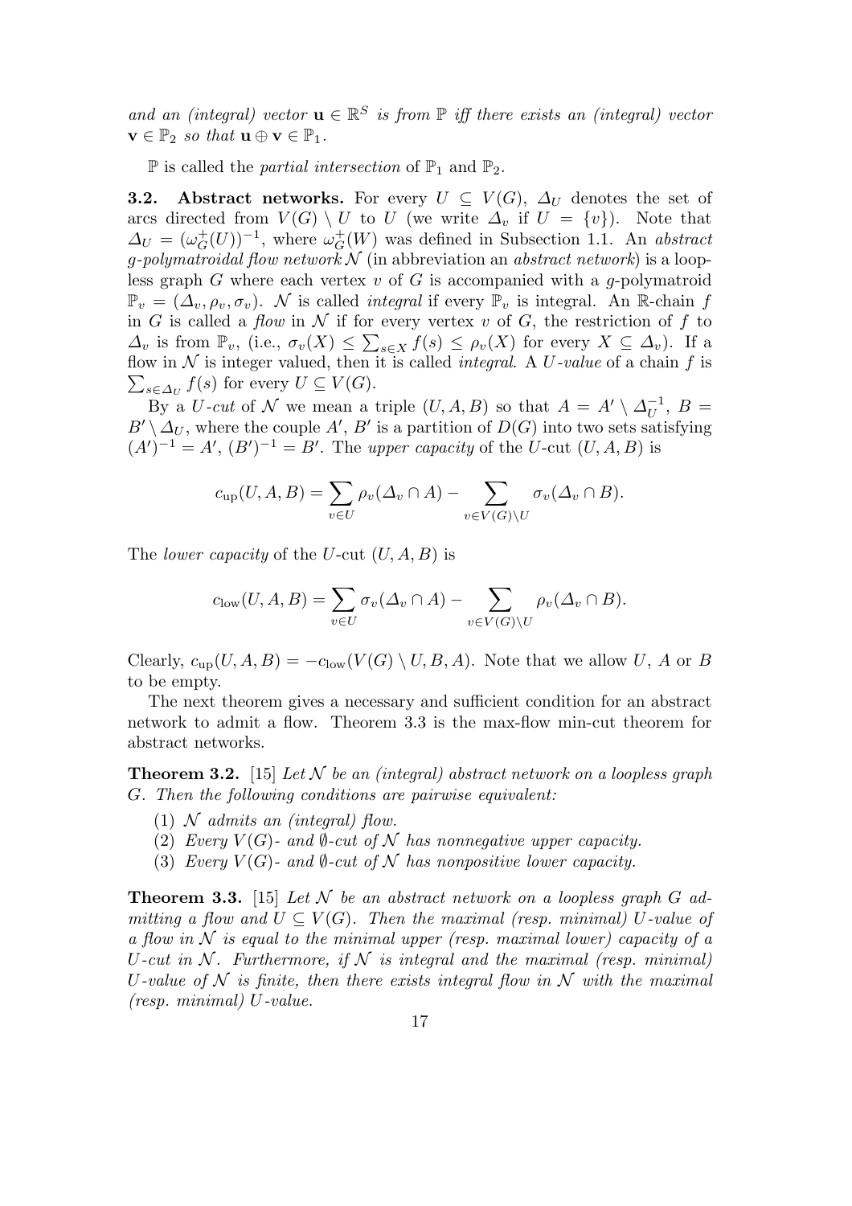*and an (integral) vector* $\mathbf{u} \in \mathbb{R}^S$ *is from* $\mathbb{P}$ *iff there exists an (integral) vector* $\mathbf{v} \in \mathbb{P}_2$ *so that* $\mathbf{u} \oplus \mathbf{v} \in \mathbb{P}_1$.

$\mathbb{P}$ is called the *partial intersection* of $\mathbb{P}_1$ and $\mathbb{P}_2$.

**3.2. Abstract networks.** For every $U \subseteq V(G)$, $\Delta_U$ denotes the set of arcs directed from $V(G) \setminus U$ to $U$ (we write $\Delta_v$ if $U = \{v\}$). Note that $\Delta_U = (\omega_G^+(U))^{-1}$, where $\omega_G^+(W)$ was defined in Subsection 1.1. An *abstract g-polymatroidal flow network* $\mathcal{N}$ (in abbreviation an *abstract network*) is a loopless graph $G$ where each vertex $v$ of $G$ is accompanied with a $g$-polymatroid $\mathbb{P}_v = (\Delta_v, \rho_v, \sigma_v)$. $\mathcal{N}$ is called *integral* if every $\mathbb{P}_v$ is integral. An $\mathbb{R}$-chain $f$ in $G$ is called a *flow* in $\mathcal{N}$ if for every vertex $v$ of $G$, the restriction of $f$ to $\Delta_v$ is from $\mathbb{P}_v$, (i.e., $\sigma_v(X) \leq \sum_{s \in X} f(s) \leq \rho_v(X)$ for every $X \subseteq \Delta_v$). If a flow in $\mathcal{N}$ is integer valued, then it is called *integral*. A *U-value* of a chain $f$ is $\sum_{s \in \Delta_U} f(s)$ for every $U \subseteq V(G)$.

By a *U-cut* of $\mathcal{N}$ we mean a triple $(U, A, B)$ so that $A = A' \setminus \Delta_U^{-1}$, $B = B' \setminus \Delta_U$, where the couple $A'$, $B'$ is a partition of $D(G)$ into two sets satisfying $(A')^{-1} = A'$, $(B')^{-1} = B'$. The *upper capacity* of the $U$-cut $(U, A, B)$ is

$$c_{\text{up}}(U, A, B) = \sum_{v \in U} \rho_v(\Delta_v \cap A) - \sum_{v \in V(G) \setminus U} \sigma_v(\Delta_v \cap B).$$

The *lower capacity* of the $U$-cut $(U, A, B)$ is

$$c_{\text{low}}(U, A, B) = \sum_{v \in U} \sigma_v(\Delta_v \cap A) - \sum_{v \in V(G) \setminus U} \rho_v(\Delta_v \cap B).$$

Clearly, $c_{\text{up}}(U, A, B) = -c_{\text{low}}(V(G) \setminus U, B, A)$. Note that we allow $U$, $A$ or $B$ to be empty.

The next theorem gives a necessary and sufficient condition for an abstract network to admit a flow. Theorem 3.3 is the max-flow min-cut theorem for abstract networks.

**Theorem 3.2.** [15] *Let* $\mathcal{N}$ *be an (integral) abstract network on a loopless graph* $G$. *Then the following conditions are pairwise equivalent:*

1. $\mathcal{N}$ *admits an (integral) flow.*
2. *Every* $V(G)$*- and* $\emptyset$*-cut of* $\mathcal{N}$ *has nonnegative upper capacity.*
3. *Every* $V(G)$*- and* $\emptyset$*-cut of* $\mathcal{N}$ *has nonpositive lower capacity.*

**Theorem 3.3.** [15] *Let* $\mathcal{N}$ *be an abstract network on a loopless graph* $G$ *admitting a flow and* $U \subseteq V(G)$. *Then the maximal (resp. minimal)* $U$*-value of a flow in* $\mathcal{N}$ *is equal to the minimal upper (resp. maximal lower) capacity of a* $U$*-cut in* $\mathcal{N}$. *Furthermore, if* $\mathcal{N}$ *is integral and the maximal (resp. minimal)* $U$*-value of* $\mathcal{N}$ *is finite, then there exists integral flow in* $\mathcal{N}$ *with the maximal (resp. minimal)* $U$*-value.*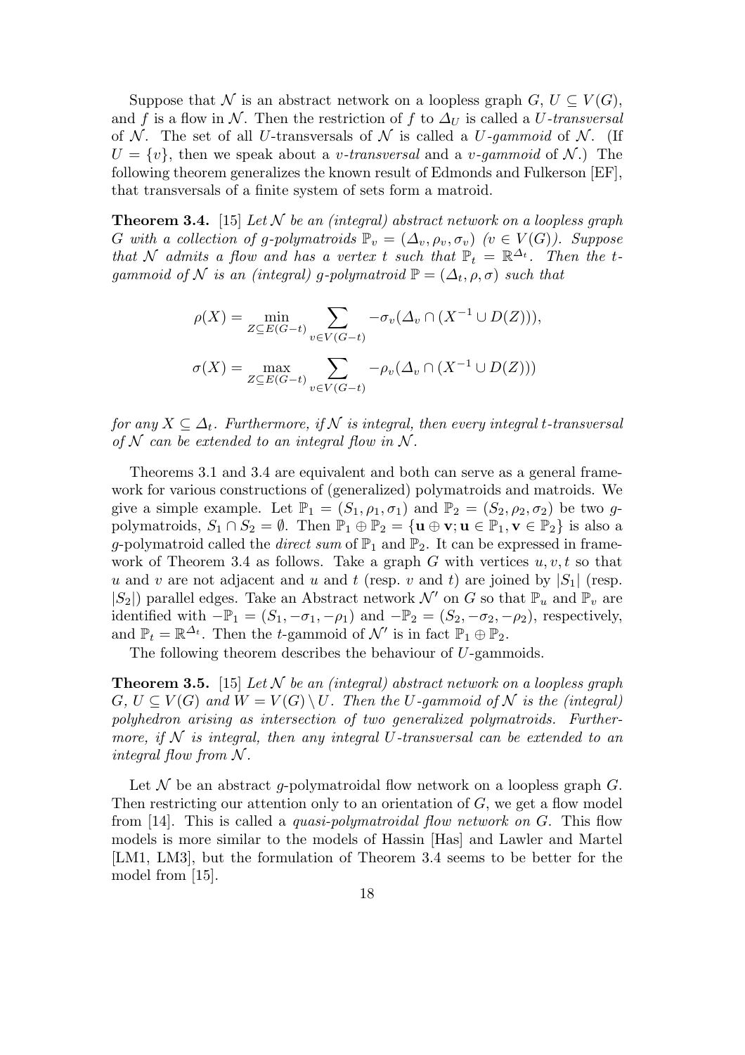Suppose that $\mathcal{N}$ is an abstract network on a loopless graph $G$, $U \subseteq V(G)$, and $f$ is a flow in $\mathcal{N}$. Then the restriction of $f$ to $\Delta_U$ is called a *$U$-transversal* of $\mathcal{N}$. The set of all $U$-transversals of $\mathcal{N}$ is called a *$U$-gammoid* of $\mathcal{N}$. (If $U = \{v\}$, then we speak about a *$v$-transversal* and a *$v$-gammoid* of $\mathcal{N}$.) The following theorem generalizes the known result of Edmonds and Fulkerson [EF], that transversals of a finite system of sets form a matroid.

**Theorem 3.4.** [15] *Let $\mathcal{N}$ be an (integral) abstract network on a loopless graph $G$ with a collection of g-polymatroids $\mathbb{P}_v = (\Delta_v, \rho_v, \sigma_v)$ ($v \in V(G)$). Suppose that $\mathcal{N}$ admits a flow and has a vertex $t$ such that $\mathbb{P}_t = \mathbb{R}^{\Delta_t}$. Then the $t$-gammoid of $\mathcal{N}$ is an (integral) g-polymatroid $\mathbb{P} = (\Delta_t, \rho, \sigma)$ such that*

$$\rho(X) = \min_{Z \subseteq E(G-t)} \sum_{v \in V(G-t)} -\sigma_v(\Delta_v \cap (X^{-1} \cup D(Z))),$$

$$\sigma(X) = \max_{Z \subseteq E(G-t)} \sum_{v \in V(G-t)} -\rho_v(\Delta_v \cap (X^{-1} \cup D(Z)))$$

*for any $X \subseteq \Delta_t$. Furthermore, if $\mathcal{N}$ is integral, then every integral $t$-transversal of $\mathcal{N}$ can be extended to an integral flow in $\mathcal{N}$.*

Theorems 3.1 and 3.4 are equivalent and both can serve as a general framework for various constructions of (generalized) polymatroids and matroids. We give a simple example. Let $\mathbb{P}_1 = (S_1, \rho_1, \sigma_1)$ and $\mathbb{P}_2 = (S_2, \rho_2, \sigma_2)$ be two $g$-polymatroids, $S_1 \cap S_2 = \emptyset$. Then $\mathbb{P}_1 \oplus \mathbb{P}_2 = \{\mathbf{u} \oplus \mathbf{v}; \mathbf{u} \in \mathbb{P}_1, \mathbf{v} \in \mathbb{P}_2\}$ is also a $g$-polymatroid called the *direct sum* of $\mathbb{P}_1$ and $\mathbb{P}_2$. It can be expressed in framework of Theorem 3.4 as follows. Take a graph $G$ with vertices $u, v, t$ so that $u$ and $v$ are not adjacent and $u$ and $t$ (resp. $v$ and $t$) are joined by $|S_1|$ (resp. $|S_2|$) parallel edges. Take an Abstract network $\mathcal{N}'$ on $G$ so that $\mathbb{P}_u$ and $\mathbb{P}_v$ are identified with $-\mathbb{P}_1 = (S_1, -\sigma_1, -\rho_1)$ and $-\mathbb{P}_2 = (S_2, -\sigma_2, -\rho_2)$, respectively, and $\mathbb{P}_t = \mathbb{R}^{\Delta_t}$. Then the $t$-gammoid of $\mathcal{N}'$ is in fact $\mathbb{P}_1 \oplus \mathbb{P}_2$.

The following theorem describes the behaviour of $U$-gammoids.

**Theorem 3.5.** [15] *Let $\mathcal{N}$ be an (integral) abstract network on a loopless graph $G$, $U \subseteq V(G)$ and $W = V(G) \setminus U$. Then the $U$-gammoid of $\mathcal{N}$ is the (integral) polyhedron arising as intersection of two generalized polymatroids. Furthermore, if $\mathcal{N}$ is integral, then any integral $U$-transversal can be extended to an integral flow from $\mathcal{N}$.*

Let $\mathcal{N}$ be an abstract $g$-polymatroidal flow network on a loopless graph $G$. Then restricting our attention only to an orientation of $G$, we get a flow model from [14]. This is called a *quasi-polymatroidal flow network on $G$*. This flow models is more similar to the models of Hassin [Has] and Lawler and Martel [LM1, LM3], but the formulation of Theorem 3.4 seems to be better for the model from [15].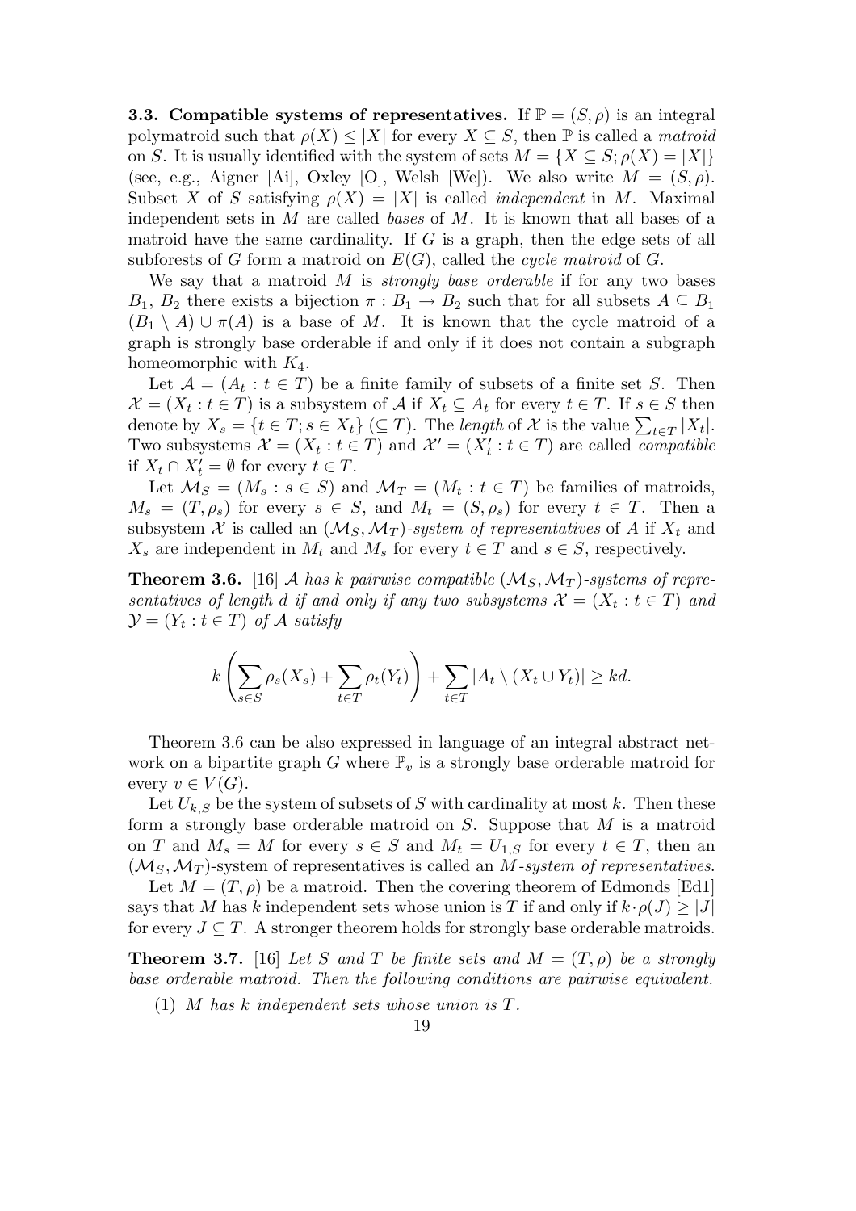**3.3. Compatible systems of representatives.** If $\mathbb{P} = (S, \rho)$ is an integral polymatroid such that $\rho(X) \leq |X|$ for every $X \subseteq S$, then $\mathbb{P}$ is called a *matroid* on $S$. It is usually identified with the system of sets $M = \{X \subseteq S; \rho(X) = |X|\}$ (see, e.g., Aigner [Ai], Oxley [O], Welsh [We]). We also write $M = (S, \rho)$. Subset $X$ of $S$ satisfying $\rho(X) = |X|$ is called *independent* in $M$. Maximal independent sets in $M$ are called *bases* of $M$. It is known that all bases of a matroid have the same cardinality. If $G$ is a graph, then the edge sets of all subforests of $G$ form a matroid on $E(G)$, called the *cycle matroid* of $G$.

We say that a matroid $M$ is *strongly base orderable* if for any two bases $B_1$, $B_2$ there exists a bijection $\pi : B_1 \to B_2$ such that for all subsets $A \subseteq B_1$ $(B_1 \setminus A) \cup \pi(A)$ is a base of $M$. It is known that the cycle matroid of a graph is strongly base orderable if and only if it does not contain a subgraph homeomorphic with $K_4$.

Let $\mathcal{A} = (A_t : t \in T)$ be a finite family of subsets of a finite set $S$. Then $\mathcal{X} = (X_t : t \in T)$ is a subsystem of $\mathcal{A}$ if $X_t \subseteq A_t$ for every $t \in T$. If $s \in S$ then denote by $X_s = \{t \in T; s \in X_t\}$ $(\subseteq T)$. The *length* of $\mathcal{X}$ is the value $\sum_{t \in T} |X_t|$. Two subsystems $\mathcal{X} = (X_t : t \in T)$ and $\mathcal{X}' = (X'_t : t \in T)$ are called *compatible* if $X_t \cap X'_t = \emptyset$ for every $t \in T$.

Let $\mathcal{M}_S = (M_s : s \in S)$ and $\mathcal{M}_T = (M_t : t \in T)$ be families of matroids, $M_s = (T, \rho_s)$ for every $s \in S$, and $M_t = (S, \rho_s)$ for every $t \in T$. Then a subsystem $\mathcal{X}$ is called an $(\mathcal{M}_S, \mathcal{M}_T)$*-system of representatives* of $A$ if $X_t$ and $X_s$ are independent in $M_t$ and $M_s$ for every $t \in T$ and $s \in S$, respectively.

**Theorem 3.6.** [16] *$\mathcal{A}$ has $k$ pairwise compatible $(\mathcal{M}_S, \mathcal{M}_T)$-systems of representatives of length $d$ if and only if any two subsystems $\mathcal{X} = (X_t : t \in T)$ and $\mathcal{Y} = (Y_t : t \in T)$ of $\mathcal{A}$ satisfy*

$$k\left(\sum_{s \in S} \rho_s(X_s) + \sum_{t \in T} \rho_t(Y_t)\right) + \sum_{t \in T} |A_t \setminus (X_t \cup Y_t)| \geq kd.$$

Theorem 3.6 can be also expressed in language of an integral abstract network on a bipartite graph $G$ where $\mathbb{P}_v$ is a strongly base orderable matroid for every $v \in V(G)$.

Let $U_{k,S}$ be the system of subsets of $S$ with cardinality at most $k$. Then these form a strongly base orderable matroid on $S$. Suppose that $M$ is a matroid on $T$ and $M_s = M$ for every $s \in S$ and $M_t = U_{1,S}$ for every $t \in T$, then an $(\mathcal{M}_S, \mathcal{M}_T)$-system of representatives is called an *$M$-system of representatives*.

Let $M = (T, \rho)$ be a matroid. Then the covering theorem of Edmonds [Ed1] says that $M$ has $k$ independent sets whose union is $T$ if and only if $k \cdot \rho(J) \geq |J|$ for every $J \subseteq T$. A stronger theorem holds for strongly base orderable matroids.

**Theorem 3.7.** [16] *Let $S$ and $T$ be finite sets and $M = (T, \rho)$ be a strongly base orderable matroid. Then the following conditions are pairwise equivalent.*

(1) *$M$ has $k$ independent sets whose union is $T$.*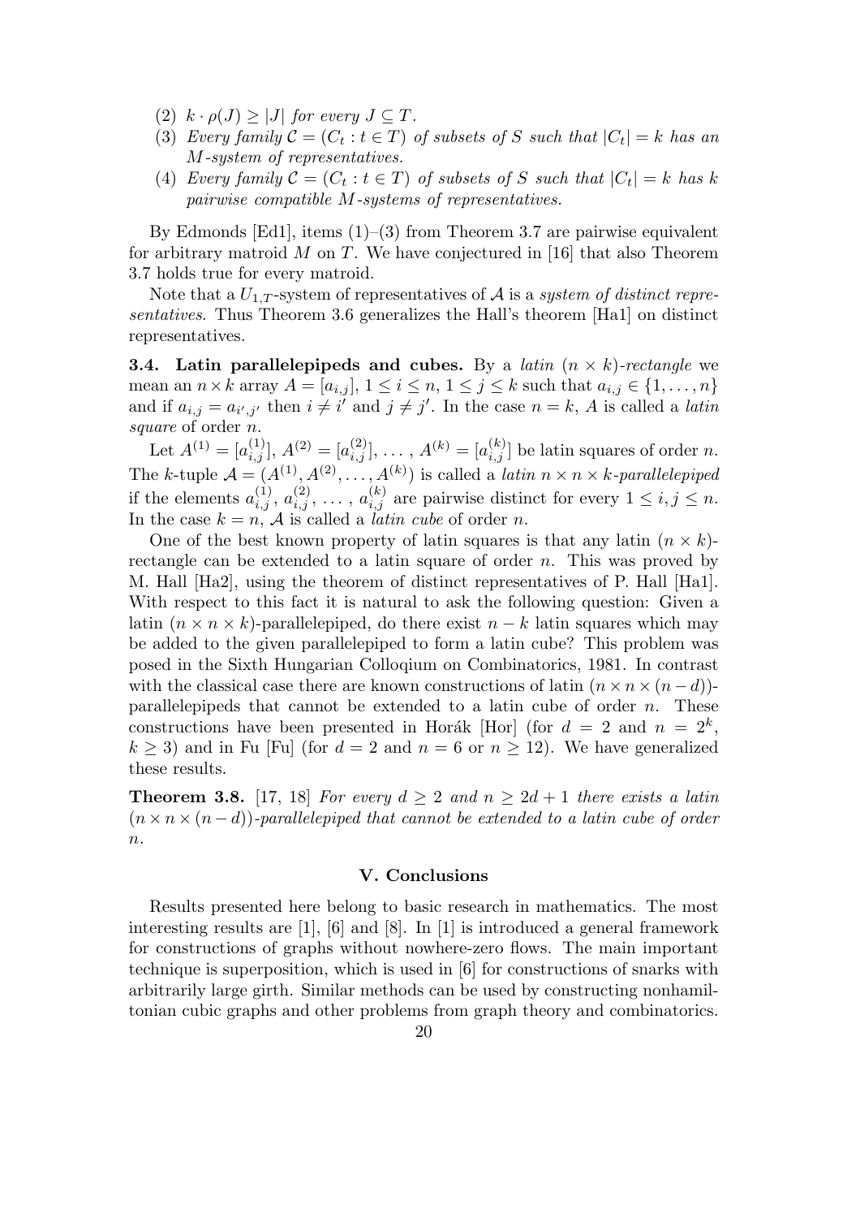(2) $k \cdot \rho(J) \geq |J|$ *for every* $J \subseteq T$.

(3) *Every family* $\mathcal{C} = (C_t : t \in T)$ *of subsets of* $S$ *such that* $|C_t| = k$ *has an* $M$*-system of representatives.*

(4) *Every family* $\mathcal{C} = (C_t : t \in T)$ *of subsets of* $S$ *such that* $|C_t| = k$ *has* $k$ *pairwise compatible* $M$*-systems of representatives.*

By Edmonds [Ed1], items (1)–(3) from Theorem 3.7 are pairwise equivalent for arbitrary matroid $M$ on $T$. We have conjectured in [16] that also Theorem 3.7 holds true for every matroid.

Note that a $U_{1,T}$-system of representatives of $\mathcal{A}$ is a *system of distinct representatives*. Thus Theorem 3.6 generalizes the Hall's theorem [Ha1] on distinct representatives.

**3.4. Latin parallelepipeds and cubes.** By a *latin* $(n \times k)$*-rectangle* we mean an $n \times k$ array $A = [a_{i,j}]$, $1 \leq i \leq n$, $1 \leq j \leq k$ such that $a_{i,j} \in \{1, \ldots, n\}$ and if $a_{i,j} = a_{i',j'}$ then $i \neq i'$ and $j \neq j'$. In the case $n = k$, $A$ is called a *latin square* of order $n$.

Let $A^{(1)} = [a^{(1)}_{i,j}]$, $A^{(2)} = [a^{(2)}_{i,j}]$, ... , $A^{(k)} = [a^{(k)}_{i,j}]$ be latin squares of order $n$. The $k$-tuple $\mathcal{A} = (A^{(1)}, A^{(2)}, \ldots, A^{(k)})$ is called a *latin* $n \times n \times k$*-parallelepiped* if the elements $a^{(1)}_{i,j}$, $a^{(2)}_{i,j}$, ... , $a^{(k)}_{i,j}$ are pairwise distinct for every $1 \leq i, j \leq n$. In the case $k = n$, $\mathcal{A}$ is called a *latin cube* of order $n$.

One of the best known property of latin squares is that any latin $(n \times k)$-rectangle can be extended to a latin square of order $n$. This was proved by M. Hall [Ha2], using the theorem of distinct representatives of P. Hall [Ha1]. With respect to this fact it is natural to ask the following question: Given a latin $(n \times n \times k)$-parallelepiped, do there exist $n - k$ latin squares which may be added to the given parallelepiped to form a latin cube? This problem was posed in the Sixth Hungarian Colloqium on Combinatorics, 1981. In contrast with the classical case there are known constructions of latin $(n \times n \times (n-d))$-parallelepipeds that cannot be extended to a latin cube of order $n$. These constructions have been presented in Horák [Hor] (for $d = 2$ and $n = 2^k$, $k \geq 3$) and in Fu [Fu] (for $d = 2$ and $n = 6$ or $n \geq 12$). We have generalized these results.

**Theorem 3.8.** [17, 18] *For every* $d \geq 2$ *and* $n \geq 2d + 1$ *there exists a latin* $(n \times n \times (n - d))$*-parallelepiped that cannot be extended to a latin cube of order* $n$.

## V. Conclusions

Results presented here belong to basic research in mathematics. The most interesting results are [1], [6] and [8]. In [1] is introduced a general framework for constructions of graphs without nowhere-zero flows. The main important technique is superposition, which is used in [6] for constructions of snarks with arbitrarily large girth. Similar methods can be used by constructing nonhamiltonian cubic graphs and other problems from graph theory and combinatorics.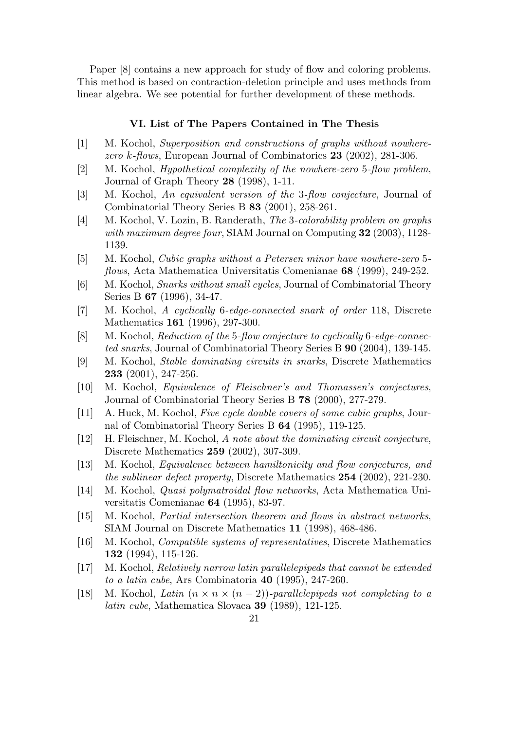Paper [8] contains a new approach for study of flow and coloring problems. This method is based on contraction-deletion principle and uses methods from linear algebra. We see potential for further development of these methods.

## VI. List of The Papers Contained in The Thesis

[1] M. Kochol, *Superposition and constructions of graphs without nowhere-zero $k$-flows*, European Journal of Combinatorics **23** (2002), 281-306.

[2] M. Kochol, *Hypothetical complexity of the nowhere-zero 5-flow problem*, Journal of Graph Theory **28** (1998), 1-11.

[3] M. Kochol, *An equivalent version of the 3-flow conjecture*, Journal of Combinatorial Theory Series B **83** (2001), 258-261.

[4] M. Kochol, V. Lozin, B. Randerath, *The 3-colorability problem on graphs with maximum degree four*, SIAM Journal on Computing **32** (2003), 1128-1139.

[5] M. Kochol, *Cubic graphs without a Petersen minor have nowhere-zero 5-flows*, Acta Mathematica Universitatis Comenianae **68** (1999), 249-252.

[6] M. Kochol, *Snarks without small cycles*, Journal of Combinatorial Theory Series B **67** (1996), 34-47.

[7] M. Kochol, *A cyclically 6-edge-connected snark of order 118*, Discrete Mathematics **161** (1996), 297-300.

[8] M. Kochol, *Reduction of the 5-flow conjecture to cyclically 6-edge-connected snarks*, Journal of Combinatorial Theory Series B **90** (2004), 139-145.

[9] M. Kochol, *Stable dominating circuits in snarks*, Discrete Mathematics **233** (2001), 247-256.

[10] M. Kochol, *Equivalence of Fleischner's and Thomassen's conjectures*, Journal of Combinatorial Theory Series B **78** (2000), 277-279.

[11] A. Huck, M. Kochol, *Five cycle double covers of some cubic graphs*, Journal of Combinatorial Theory Series B **64** (1995), 119-125.

[12] H. Fleischner, M. Kochol, *A note about the dominating circuit conjecture*, Discrete Mathematics **259** (2002), 307-309.

[13] M. Kochol, *Equivalence between hamiltonicity and flow conjectures, and the sublinear defect property*, Discrete Mathematics **254** (2002), 221-230.

[14] M. Kochol, *Quasi polymatroidal flow networks*, Acta Mathematica Universitatis Comenianae **64** (1995), 83-97.

[15] M. Kochol, *Partial intersection theorem and flows in abstract networks*, SIAM Journal on Discrete Mathematics **11** (1998), 468-486.

[16] M. Kochol, *Compatible systems of representatives*, Discrete Mathematics **132** (1994), 115-126.

[17] M. Kochol, *Relatively narrow latin parallelepipeds that cannot be extended to a latin cube*, Ars Combinatoria **40** (1995), 247-260.

[18] M. Kochol, *Latin $(n \times n \times (n-2))$-parallelepipeds not completing to a latin cube*, Mathematica Slovaca **39** (1989), 121-125.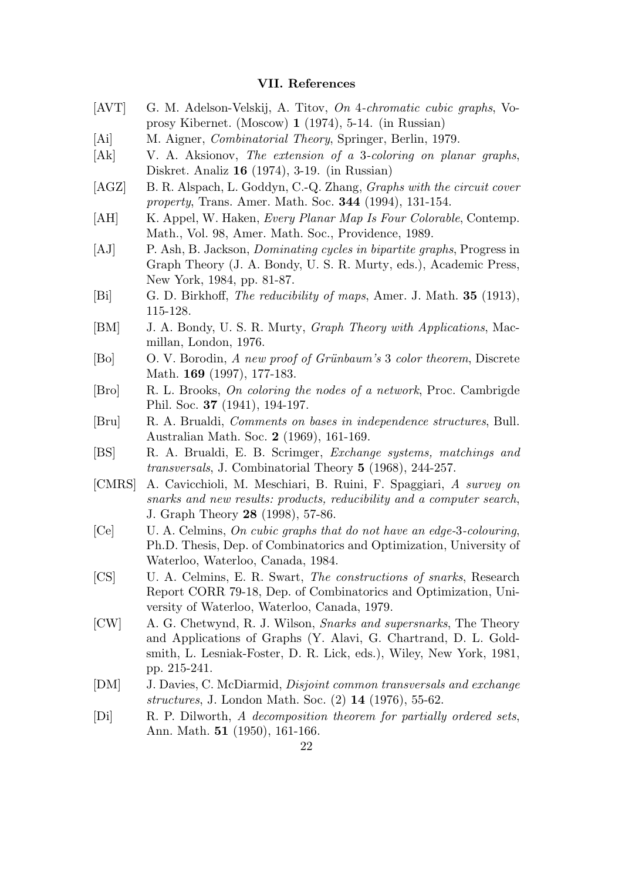### VII. References

[AVT] G. M. Adelson-Velskij, A. Titov, *On 4-chromatic cubic graphs*, Voprosy Kibernet. (Moscow) **1** (1974), 5-14. (in Russian)

[Ai] M. Aigner, *Combinatorial Theory*, Springer, Berlin, 1979.

[Ak] V. A. Aksionov, *The extension of a 3-coloring on planar graphs*, Diskret. Analiz **16** (1974), 3-19. (in Russian)

[AGZ] B. R. Alspach, L. Goddyn, C.-Q. Zhang, *Graphs with the circuit cover property*, Trans. Amer. Math. Soc. **344** (1994), 131-154.

[AH] K. Appel, W. Haken, *Every Planar Map Is Four Colorable*, Contemp. Math., Vol. 98, Amer. Math. Soc., Providence, 1989.

[AJ] P. Ash, B. Jackson, *Dominating cycles in bipartite graphs*, Progress in Graph Theory (J. A. Bondy, U. S. R. Murty, eds.), Academic Press, New York, 1984, pp. 81-87.

[Bi] G. D. Birkhoff, *The reducibility of maps*, Amer. J. Math. **35** (1913), 115-128.

[BM] J. A. Bondy, U. S. R. Murty, *Graph Theory with Applications*, Macmillan, London, 1976.

[Bo] O. V. Borodin, *A new proof of Grünbaum's 3 color theorem*, Discrete Math. **169** (1997), 177-183.

[Bro] R. L. Brooks, *On coloring the nodes of a network*, Proc. Cambrigde Phil. Soc. **37** (1941), 194-197.

[Bru] R. A. Brualdi, *Comments on bases in independence structures*, Bull. Australian Math. Soc. **2** (1969), 161-169.

[BS] R. A. Brualdi, E. B. Scrimger, *Exchange systems, matchings and transversals*, J. Combinatorial Theory **5** (1968), 244-257.

[CMRS] A. Cavicchioli, M. Meschiari, B. Ruini, F. Spaggiari, *A survey on snarks and new results: products, reducibility and a computer search*, J. Graph Theory **28** (1998), 57-86.

[Ce] U. A. Celmins, *On cubic graphs that do not have an edge-3-colouring*, Ph.D. Thesis, Dep. of Combinatorics and Optimization, University of Waterloo, Waterloo, Canada, 1984.

[CS] U. A. Celmins, E. R. Swart, *The constructions of snarks*, Research Report CORR 79-18, Dep. of Combinatorics and Optimization, University of Waterloo, Waterloo, Canada, 1979.

[CW] A. G. Chetwynd, R. J. Wilson, *Snarks and supersnarks*, The Theory and Applications of Graphs (Y. Alavi, G. Chartrand, D. L. Goldsmith, L. Lesniak-Foster, D. R. Lick, eds.), Wiley, New York, 1981, pp. 215-241.

[DM] J. Davies, C. McDiarmid, *Disjoint common transversals and exchange structures*, J. London Math. Soc. (2) **14** (1976), 55-62.

[Di] R. P. Dilworth, *A decomposition theorem for partially ordered sets*, Ann. Math. **51** (1950), 161-166.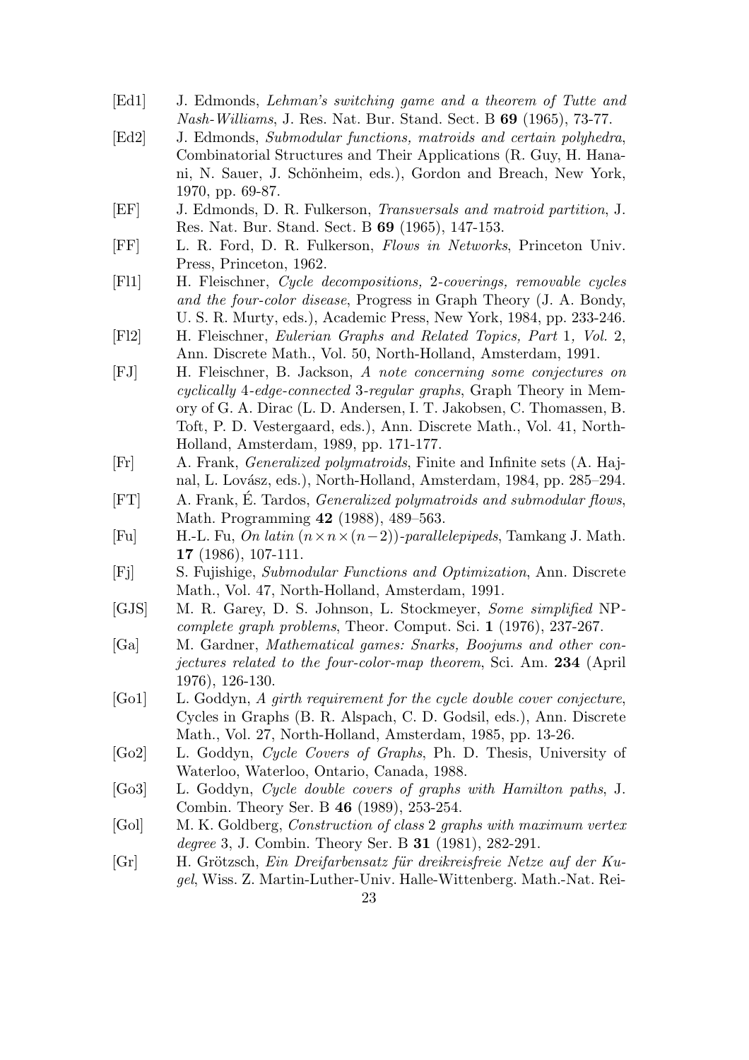[Ed1] J. Edmonds, *Lehman's switching game and a theorem of Tutte and Nash-Williams*, J. Res. Nat. Bur. Stand. Sect. B **69** (1965), 73-77.

[Ed2] J. Edmonds, *Submodular functions, matroids and certain polyhedra*, Combinatorial Structures and Their Applications (R. Guy, H. Hanani, N. Sauer, J. Schönheim, eds.), Gordon and Breach, New York, 1970, pp. 69-87.

[EF] J. Edmonds, D. R. Fulkerson, *Transversals and matroid partition*, J. Res. Nat. Bur. Stand. Sect. B **69** (1965), 147-153.

[FF] L. R. Ford, D. R. Fulkerson, *Flows in Networks*, Princeton Univ. Press, Princeton, 1962.

[Fl1] H. Fleischner, *Cycle decompositions, 2-coverings, removable cycles and the four-color disease*, Progress in Graph Theory (J. A. Bondy, U. S. R. Murty, eds.), Academic Press, New York, 1984, pp. 233-246.

[Fl2] H. Fleischner, *Eulerian Graphs and Related Topics, Part 1, Vol. 2*, Ann. Discrete Math., Vol. 50, North-Holland, Amsterdam, 1991.

[FJ] H. Fleischner, B. Jackson, *A note concerning some conjectures on cyclically 4-edge-connected 3-regular graphs*, Graph Theory in Memory of G. A. Dirac (L. D. Andersen, I. T. Jakobsen, C. Thomassen, B. Toft, P. D. Vestergaard, eds.), Ann. Discrete Math., Vol. 41, North-Holland, Amsterdam, 1989, pp. 171-177.

[Fr] A. Frank, *Generalized polymatroids*, Finite and Infinite sets (A. Hajnal, L. Lovász, eds.), North-Holland, Amsterdam, 1984, pp. 285–294.

[FT] A. Frank, É. Tardos, *Generalized polymatroids and submodular flows*, Math. Programming **42** (1988), 489–563.

[Fu] H.-L. Fu, *On latin* $(n \times n \times (n-2))$*-parallelepipeds*, Tamkang J. Math. **17** (1986), 107-111.

[Fj] S. Fujishige, *Submodular Functions and Optimization*, Ann. Discrete Math., Vol. 47, North-Holland, Amsterdam, 1991.

[GJS] M. R. Garey, D. S. Johnson, L. Stockmeyer, *Some simplified NP-complete graph problems*, Theor. Comput. Sci. **1** (1976), 237-267.

[Ga] M. Gardner, *Mathematical games: Snarks, Boojums and other conjectures related to the four-color-map theorem*, Sci. Am. **234** (April 1976), 126-130.

[Go1] L. Goddyn, *A girth requirement for the cycle double cover conjecture*, Cycles in Graphs (B. R. Alspach, C. D. Godsil, eds.), Ann. Discrete Math., Vol. 27, North-Holland, Amsterdam, 1985, pp. 13-26.

[Go2] L. Goddyn, *Cycle Covers of Graphs*, Ph. D. Thesis, University of Waterloo, Waterloo, Ontario, Canada, 1988.

[Go3] L. Goddyn, *Cycle double covers of graphs with Hamilton paths*, J. Combin. Theory Ser. B **46** (1989), 253-254.

[Gol] M. K. Goldberg, *Construction of class 2 graphs with maximum vertex degree 3*, J. Combin. Theory Ser. B **31** (1981), 282-291.

[Gr] H. Grötzsch, *Ein Dreifarbensatz für dreikreisfreie Netze auf der Kugel*, Wiss. Z. Martin-Luther-Univ. Halle-Wittenberg. Math.-Nat. Rei-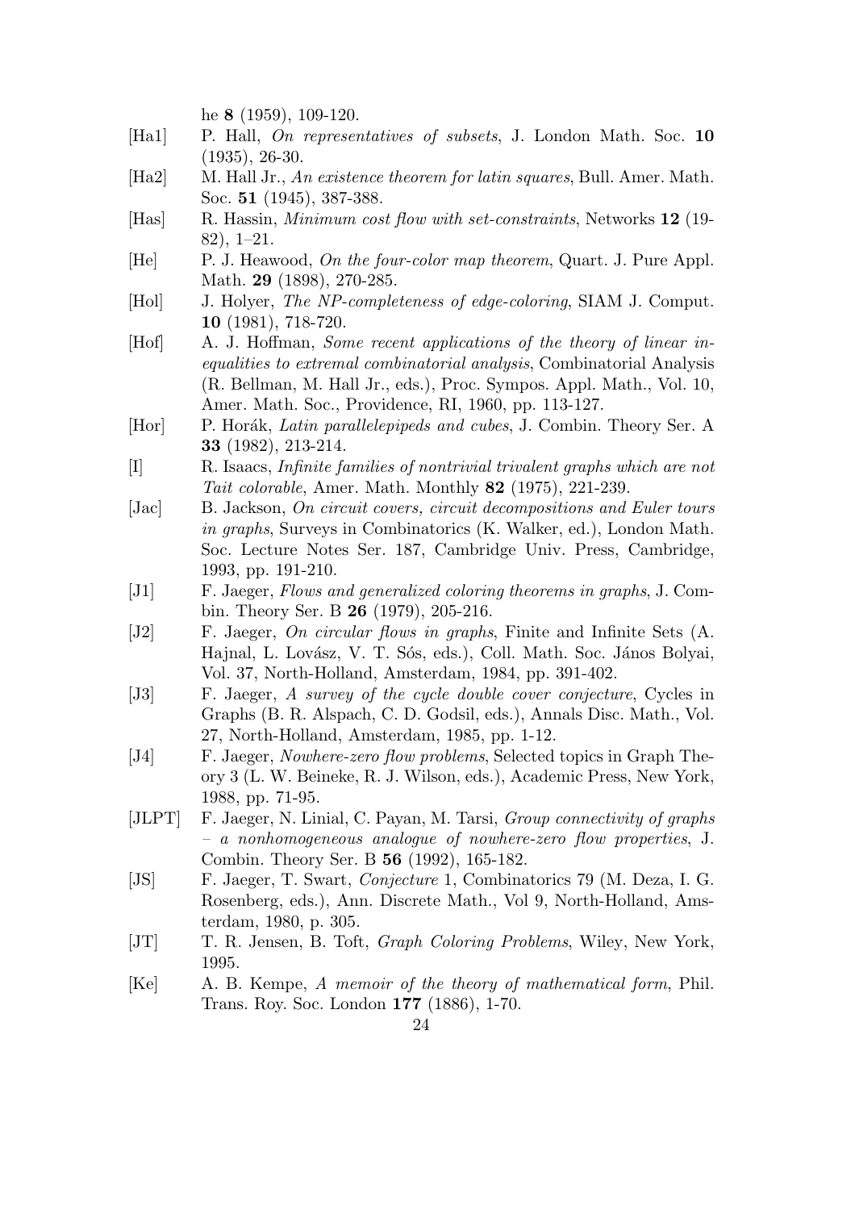he **8** (1959), 109-120.

[Ha1] P. Hall, *On representatives of subsets*, J. London Math. Soc. **10** (1935), 26-30.

[Ha2] M. Hall Jr., *An existence theorem for latin squares*, Bull. Amer. Math. Soc. **51** (1945), 387-388.

[Has] R. Hassin, *Minimum cost flow with set-constraints*, Networks **12** (19-82), 1–21.

[He] P. J. Heawood, *On the four-color map theorem*, Quart. J. Pure Appl. Math. **29** (1898), 270-285.

[Hol] J. Holyer, *The NP-completeness of edge-coloring*, SIAM J. Comput. **10** (1981), 718-720.

[Hof] A. J. Hoffman, *Some recent applications of the theory of linear inequalities to extremal combinatorial analysis*, Combinatorial Analysis (R. Bellman, M. Hall Jr., eds.), Proc. Sympos. Appl. Math., Vol. 10, Amer. Math. Soc., Providence, RI, 1960, pp. 113-127.

[Hor] P. Horák, *Latin parallelepipeds and cubes*, J. Combin. Theory Ser. A **33** (1982), 213-214.

[I] R. Isaacs, *Infinite families of nontrivial trivalent graphs which are not Tait colorable*, Amer. Math. Monthly **82** (1975), 221-239.

[Jac] B. Jackson, *On circuit covers, circuit decompositions and Euler tours in graphs*, Surveys in Combinatorics (K. Walker, ed.), London Math. Soc. Lecture Notes Ser. 187, Cambridge Univ. Press, Cambridge, 1993, pp. 191-210.

[J1] F. Jaeger, *Flows and generalized coloring theorems in graphs*, J. Combin. Theory Ser. B **26** (1979), 205-216.

[J2] F. Jaeger, *On circular flows in graphs*, Finite and Infinite Sets (A. Hajnal, L. Lovász, V. T. Sós, eds.), Coll. Math. Soc. János Bolyai, Vol. 37, North-Holland, Amsterdam, 1984, pp. 391-402.

[J3] F. Jaeger, *A survey of the cycle double cover conjecture*, Cycles in Graphs (B. R. Alspach, C. D. Godsil, eds.), Annals Disc. Math., Vol. 27, North-Holland, Amsterdam, 1985, pp. 1-12.

[J4] F. Jaeger, *Nowhere-zero flow problems*, Selected topics in Graph Theory 3 (L. W. Beineke, R. J. Wilson, eds.), Academic Press, New York, 1988, pp. 71-95.

[JLPT] F. Jaeger, N. Linial, C. Payan, M. Tarsi, *Group connectivity of graphs – a nonhomogeneous analogue of nowhere-zero flow properties*, J. Combin. Theory Ser. B **56** (1992), 165-182.

[JS] F. Jaeger, T. Swart, *Conjecture* 1, Combinatorics 79 (M. Deza, I. G. Rosenberg, eds.), Ann. Discrete Math., Vol 9, North-Holland, Amsterdam, 1980, p. 305.

[JT] T. R. Jensen, B. Toft, *Graph Coloring Problems*, Wiley, New York, 1995.

[Ke] A. B. Kempe, *A memoir of the theory of mathematical form*, Phil. Trans. Roy. Soc. London **177** (1886), 1-70.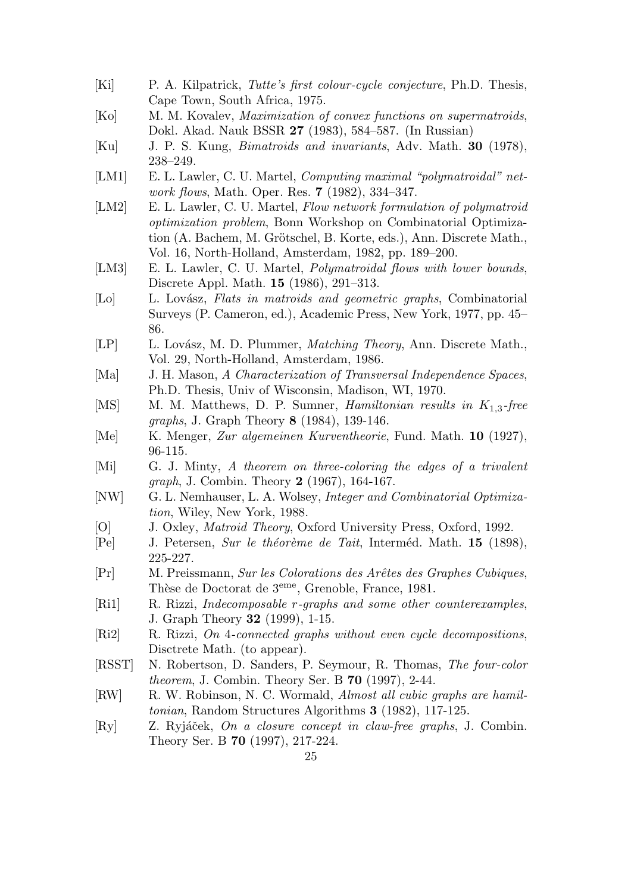[Ki] P. A. Kilpatrick, *Tutte's first colour-cycle conjecture*, Ph.D. Thesis, Cape Town, South Africa, 1975.

[Ko] M. M. Kovalev, *Maximization of convex functions on supermatroids*, Dokl. Akad. Nauk BSSR **27** (1983), 584–587. (In Russian)

[Ku] J. P. S. Kung, *Bimatroids and invariants*, Adv. Math. **30** (1978), 238–249.

[LM1] E. L. Lawler, C. U. Martel, *Computing maximal "polymatroidal" network flows*, Math. Oper. Res. **7** (1982), 334–347.

[LM2] E. L. Lawler, C. U. Martel, *Flow network formulation of polymatroid optimization problem*, Bonn Workshop on Combinatorial Optimization (A. Bachem, M. Grötschel, B. Korte, eds.), Ann. Discrete Math., Vol. 16, North-Holland, Amsterdam, 1982, pp. 189–200.

[LM3] E. L. Lawler, C. U. Martel, *Polymatroidal flows with lower bounds*, Discrete Appl. Math. **15** (1986), 291–313.

[Lo] L. Lovász, *Flats in matroids and geometric graphs*, Combinatorial Surveys (P. Cameron, ed.), Academic Press, New York, 1977, pp. 45–86.

[LP] L. Lovász, M. D. Plummer, *Matching Theory*, Ann. Discrete Math., Vol. 29, North-Holland, Amsterdam, 1986.

[Ma] J. H. Mason, *A Characterization of Transversal Independence Spaces*, Ph.D. Thesis, Univ of Wisconsin, Madison, WI, 1970.

[MS] M. M. Matthews, D. P. Sumner, *Hamiltonian results in $K_{1,3}$-free graphs*, J. Graph Theory **8** (1984), 139-146.

[Me] K. Menger, *Zur algemeinen Kurventheorie*, Fund. Math. **10** (1927), 96-115.

[Mi] G. J. Minty, *A theorem on three-coloring the edges of a trivalent graph*, J. Combin. Theory **2** (1967), 164-167.

[NW] G. L. Nemhauser, L. A. Wolsey, *Integer and Combinatorial Optimization*, Wiley, New York, 1988.

[O] J. Oxley, *Matroid Theory*, Oxford University Press, Oxford, 1992.

[Pe] J. Petersen, *Sur le théorème de Tait*, Interméd. Math. **15** (1898), 225-227.

[Pr] M. Preissmann, *Sur les Colorations des Arêtes des Graphes Cubiques*, Thèse de Doctorat de 3[eme], Grenoble, France, 1981.

[Ri1] R. Rizzi, *Indecomposable r-graphs and some other counterexamples*, J. Graph Theory **32** (1999), 1-15.

[Ri2] R. Rizzi, *On 4-connected graphs without even cycle decompositions*, Disctrete Math. (to appear).

[RSST] N. Robertson, D. Sanders, P. Seymour, R. Thomas, *The four-color theorem*, J. Combin. Theory Ser. B **70** (1997), 2-44.

[RW] R. W. Robinson, N. C. Wormald, *Almost all cubic graphs are hamiltonian*, Random Structures Algorithms **3** (1982), 117-125.

[Ry] Z. Ryjáček, *On a closure concept in claw-free graphs*, J. Combin. Theory Ser. B **70** (1997), 217-224.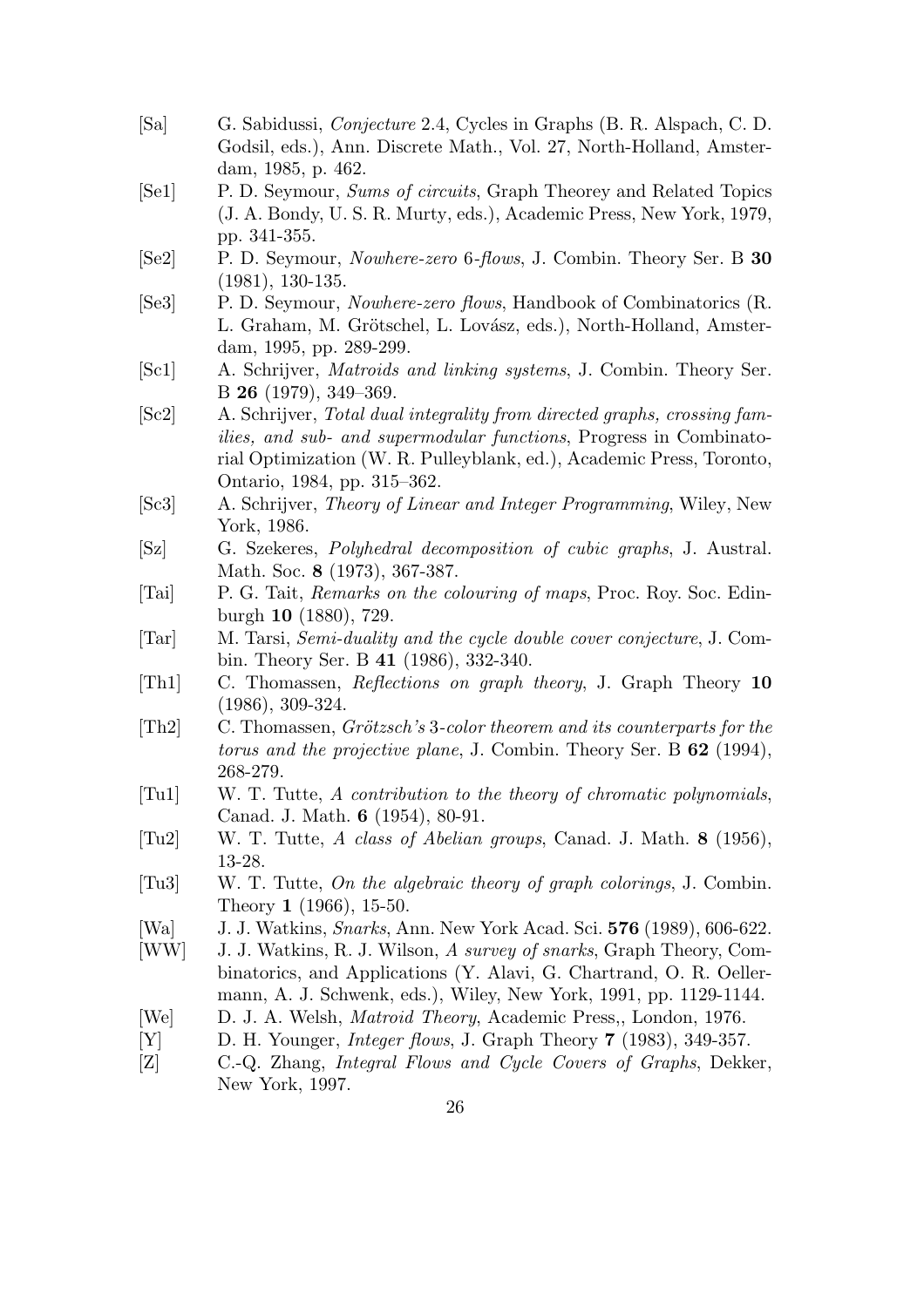[Sa] G. Sabidussi, *Conjecture* 2.4, Cycles in Graphs (B. R. Alspach, C. D. Godsil, eds.), Ann. Discrete Math., Vol. 27, North-Holland, Amsterdam, 1985, p. 462.

[Se1] P. D. Seymour, *Sums of circuits*, Graph Theorey and Related Topics (J. A. Bondy, U. S. R. Murty, eds.), Academic Press, New York, 1979, pp. 341-355.

[Se2] P. D. Seymour, *Nowhere-zero 6-flows*, J. Combin. Theory Ser. B **30** (1981), 130-135.

[Se3] P. D. Seymour, *Nowhere-zero flows*, Handbook of Combinatorics (R. L. Graham, M. Grötschel, L. Lovász, eds.), North-Holland, Amsterdam, 1995, pp. 289-299.

[Sc1] A. Schrijver, *Matroids and linking systems*, J. Combin. Theory Ser. B **26** (1979), 349–369.

[Sc2] A. Schrijver, *Total dual integrality from directed graphs, crossing families, and sub- and supermodular functions*, Progress in Combinatorial Optimization (W. R. Pulleyblank, ed.), Academic Press, Toronto, Ontario, 1984, pp. 315–362.

[Sc3] A. Schrijver, *Theory of Linear and Integer Programming*, Wiley, New York, 1986.

[Sz] G. Szekeres, *Polyhedral decomposition of cubic graphs*, J. Austral. Math. Soc. **8** (1973), 367-387.

[Tai] P. G. Tait, *Remarks on the colouring of maps*, Proc. Roy. Soc. Edinburgh **10** (1880), 729.

[Tar] M. Tarsi, *Semi-duality and the cycle double cover conjecture*, J. Combin. Theory Ser. B **41** (1986), 332-340.

[Th1] C. Thomassen, *Reflections on graph theory*, J. Graph Theory **10** (1986), 309-324.

[Th2] C. Thomassen, *Grötzsch's 3-color theorem and its counterparts for the torus and the projective plane*, J. Combin. Theory Ser. B **62** (1994), 268-279.

[Tu1] W. T. Tutte, *A contribution to the theory of chromatic polynomials*, Canad. J. Math. **6** (1954), 80-91.

[Tu2] W. T. Tutte, *A class of Abelian groups*, Canad. J. Math. **8** (1956), 13-28.

[Tu3] W. T. Tutte, *On the algebraic theory of graph colorings*, J. Combin. Theory **1** (1966), 15-50.

[Wa] J. J. Watkins, *Snarks*, Ann. New York Acad. Sci. **576** (1989), 606-622.

[WW] J. J. Watkins, R. J. Wilson, *A survey of snarks*, Graph Theory, Combinatorics, and Applications (Y. Alavi, G. Chartrand, O. R. Oellermann, A. J. Schwenk, eds.), Wiley, New York, 1991, pp. 1129-1144.

[We] D. J. A. Welsh, *Matroid Theory*, Academic Press,, London, 1976.

[Y] D. H. Younger, *Integer flows*, J. Graph Theory **7** (1983), 349-357.

[Z] C.-Q. Zhang, *Integral Flows and Cycle Covers of Graphs*, Dekker, New York, 1997.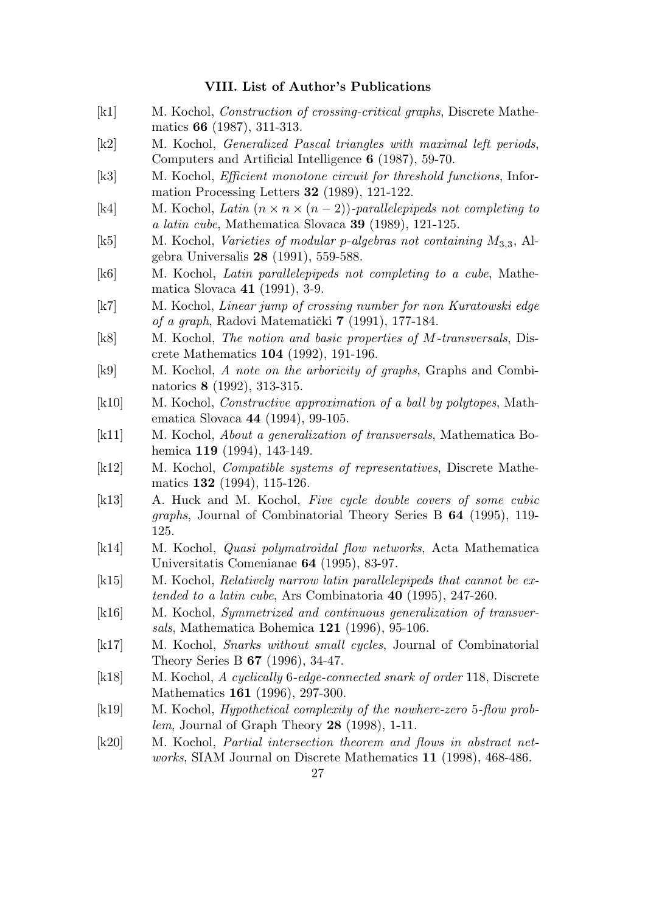### VIII. List of Author's Publications

[k1] M. Kochol, *Construction of crossing-critical graphs*, Discrete Mathematics **66** (1987), 311-313.

[k2] M. Kochol, *Generalized Pascal triangles with maximal left periods*, Computers and Artificial Intelligence **6** (1987), 59-70.

[k3] M. Kochol, *Efficient monotone circuit for threshold functions*, Information Processing Letters **32** (1989), 121-122.

[k4] M. Kochol, *Latin $(n \times n \times (n-2))$-parallelepipeds not completing to a latin cube*, Mathematica Slovaca **39** (1989), 121-125.

[k5] M. Kochol, *Varieties of modular p-algebras not containing $M_{3,3}$*, Algebra Universalis **28** (1991), 559-588.

[k6] M. Kochol, *Latin parallelepipeds not completing to a cube*, Mathematica Slovaca **41** (1991), 3-9.

[k7] M. Kochol, *Linear jump of crossing number for non Kuratowski edge of a graph*, Radovi Matematički **7** (1991), 177-184.

[k8] M. Kochol, *The notion and basic properties of M-transversals*, Discrete Mathematics **104** (1992), 191-196.

[k9] M. Kochol, *A note on the arboricity of graphs*, Graphs and Combinatorics **8** (1992), 313-315.

[k10] M. Kochol, *Constructive approximation of a ball by polytopes*, Mathematica Slovaca **44** (1994), 99-105.

[k11] M. Kochol, *About a generalization of transversals*, Mathematica Bohemica **119** (1994), 143-149.

[k12] M. Kochol, *Compatible systems of representatives*, Discrete Mathematics **132** (1994), 115-126.

[k13] A. Huck and M. Kochol, *Five cycle double covers of some cubic graphs*, Journal of Combinatorial Theory Series B **64** (1995), 119-125.

[k14] M. Kochol, *Quasi polymatroidal flow networks*, Acta Mathematica Universitatis Comenianae **64** (1995), 83-97.

[k15] M. Kochol, *Relatively narrow latin parallelepipeds that cannot be extended to a latin cube*, Ars Combinatoria **40** (1995), 247-260.

[k16] M. Kochol, *Symmetrized and continuous generalization of transversals*, Mathematica Bohemica **121** (1996), 95-106.

[k17] M. Kochol, *Snarks without small cycles*, Journal of Combinatorial Theory Series B **67** (1996), 34-47.

[k18] M. Kochol, *A cyclically 6-edge-connected snark of order 118*, Discrete Mathematics **161** (1996), 297-300.

[k19] M. Kochol, *Hypothetical complexity of the nowhere-zero 5-flow problem*, Journal of Graph Theory **28** (1998), 1-11.

[k20] M. Kochol, *Partial intersection theorem and flows in abstract networks*, SIAM Journal on Discrete Mathematics **11** (1998), 468-486.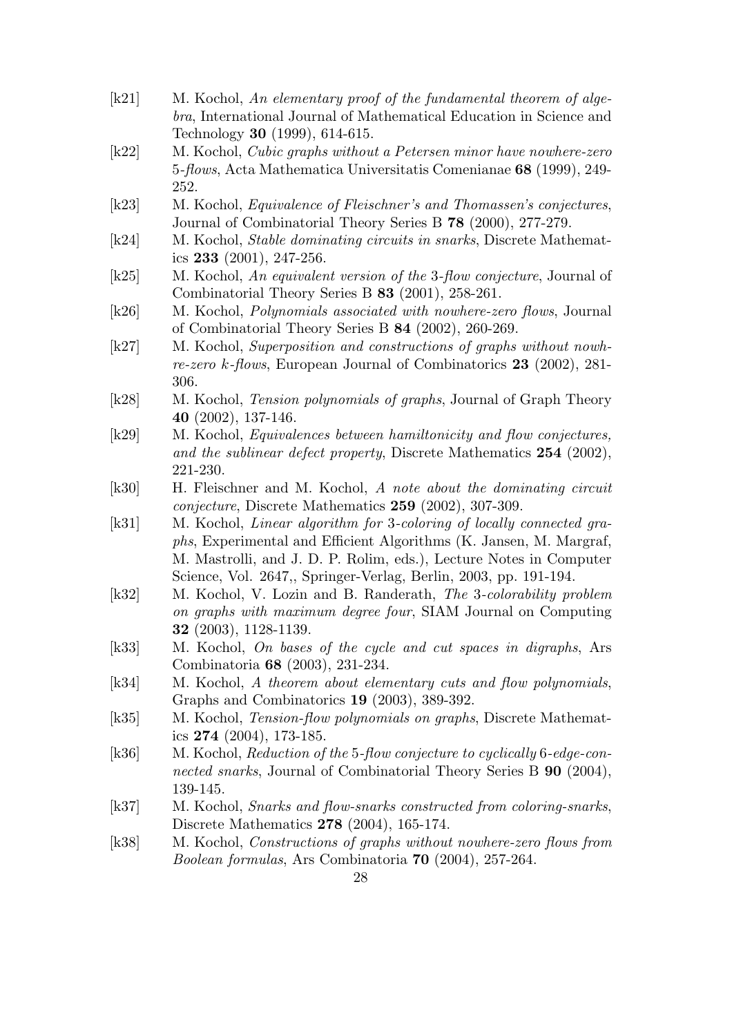[k21] M. Kochol, *An elementary proof of the fundamental theorem of algebra*, International Journal of Mathematical Education in Science and Technology **30** (1999), 614-615.

[k22] M. Kochol, *Cubic graphs without a Petersen minor have nowhere-zero 5-flows*, Acta Mathematica Universitatis Comenianae **68** (1999), 249-252.

[k23] M. Kochol, *Equivalence of Fleischner's and Thomassen's conjectures*, Journal of Combinatorial Theory Series B **78** (2000), 277-279.

[k24] M. Kochol, *Stable dominating circuits in snarks*, Discrete Mathematics **233** (2001), 247-256.

[k25] M. Kochol, *An equivalent version of the 3-flow conjecture*, Journal of Combinatorial Theory Series B **83** (2001), 258-261.

[k26] M. Kochol, *Polynomials associated with nowhere-zero flows*, Journal of Combinatorial Theory Series B **84** (2002), 260-269.

[k27] M. Kochol, *Superposition and constructions of graphs without nowhre-zero $k$-flows*, European Journal of Combinatorics **23** (2002), 281-306.

[k28] M. Kochol, *Tension polynomials of graphs*, Journal of Graph Theory **40** (2002), 137-146.

[k29] M. Kochol, *Equivalences between hamiltonicity and flow conjectures, and the sublinear defect property*, Discrete Mathematics **254** (2002), 221-230.

[k30] H. Fleischner and M. Kochol, *A note about the dominating circuit conjecture*, Discrete Mathematics **259** (2002), 307-309.

[k31] M. Kochol, *Linear algorithm for 3-coloring of locally connected graphs*, Experimental and Efficient Algorithms (K. Jansen, M. Margraf, M. Mastrolli, and J. D. P. Rolim, eds.), Lecture Notes in Computer Science, Vol. 2647,, Springer-Verlag, Berlin, 2003, pp. 191-194.

[k32] M. Kochol, V. Lozin and B. Randerath, *The 3-colorability problem on graphs with maximum degree four*, SIAM Journal on Computing **32** (2003), 1128-1139.

[k33] M. Kochol, *On bases of the cycle and cut spaces in digraphs*, Ars Combinatoria **68** (2003), 231-234.

[k34] M. Kochol, *A theorem about elementary cuts and flow polynomials*, Graphs and Combinatorics **19** (2003), 389-392.

[k35] M. Kochol, *Tension-flow polynomials on graphs*, Discrete Mathematics **274** (2004), 173-185.

[k36] M. Kochol, *Reduction of the 5-flow conjecture to cyclically 6-edge-connected snarks*, Journal of Combinatorial Theory Series B **90** (2004), 139-145.

[k37] M. Kochol, *Snarks and flow-snarks constructed from coloring-snarks*, Discrete Mathematics **278** (2004), 165-174.

[k38] M. Kochol, *Constructions of graphs without nowhere-zero flows from Boolean formulas*, Ars Combinatoria **70** (2004), 257-264.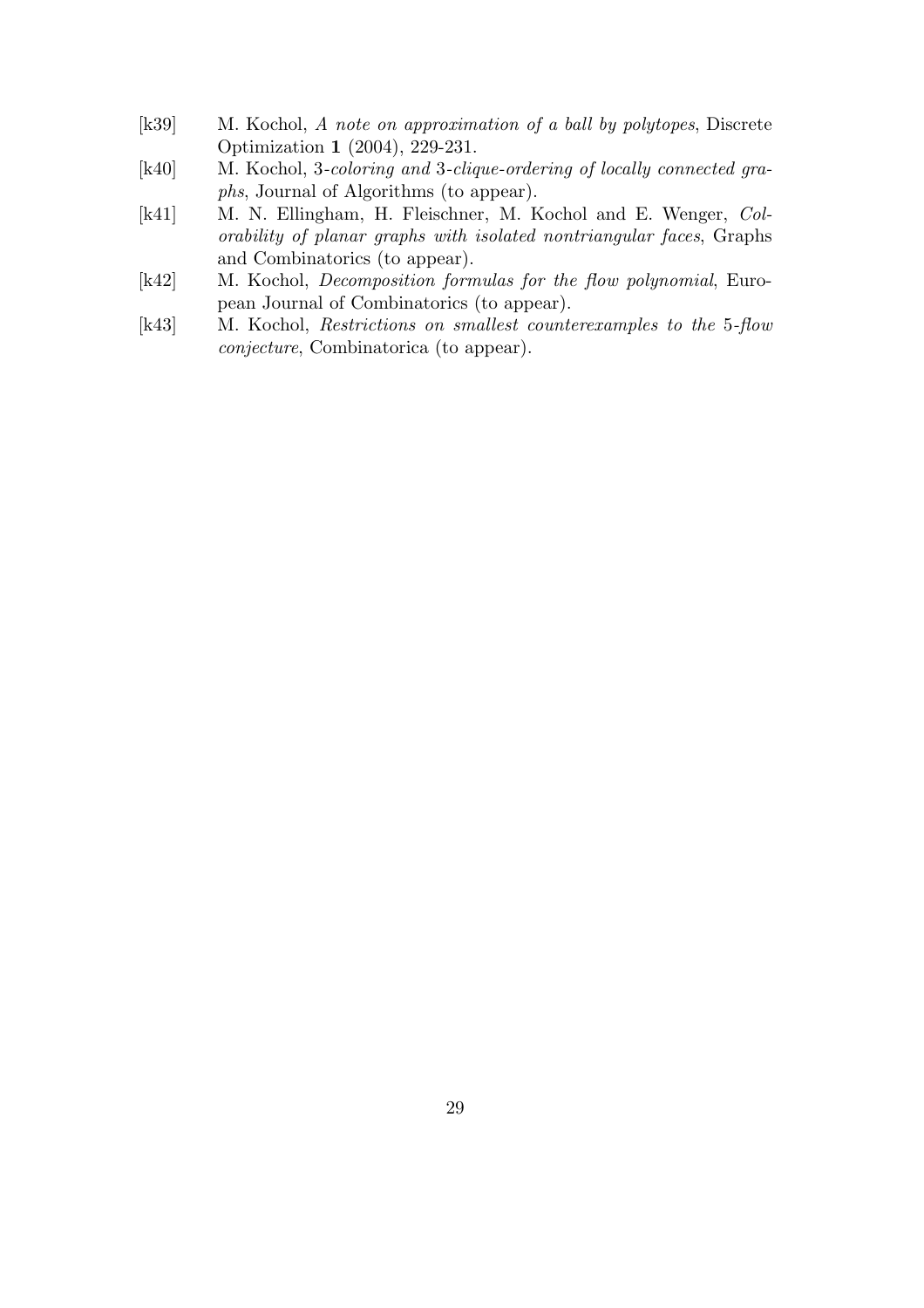[k39] M. Kochol, *A note on approximation of a ball by polytopes*, Discrete Optimization **1** (2004), 229-231.

[k40] M. Kochol, 3*-coloring and* 3*-clique-ordering of locally connected graphs*, Journal of Algorithms (to appear).

[k41] M. N. Ellingham, H. Fleischner, M. Kochol and E. Wenger, *Colorability of planar graphs with isolated nontriangular faces*, Graphs and Combinatorics (to appear).

[k42] M. Kochol, *Decomposition formulas for the flow polynomial*, European Journal of Combinatorics (to appear).

[k43] M. Kochol, *Restrictions on smallest counterexamples to the* 5*-flow conjecture*, Combinatorica (to appear).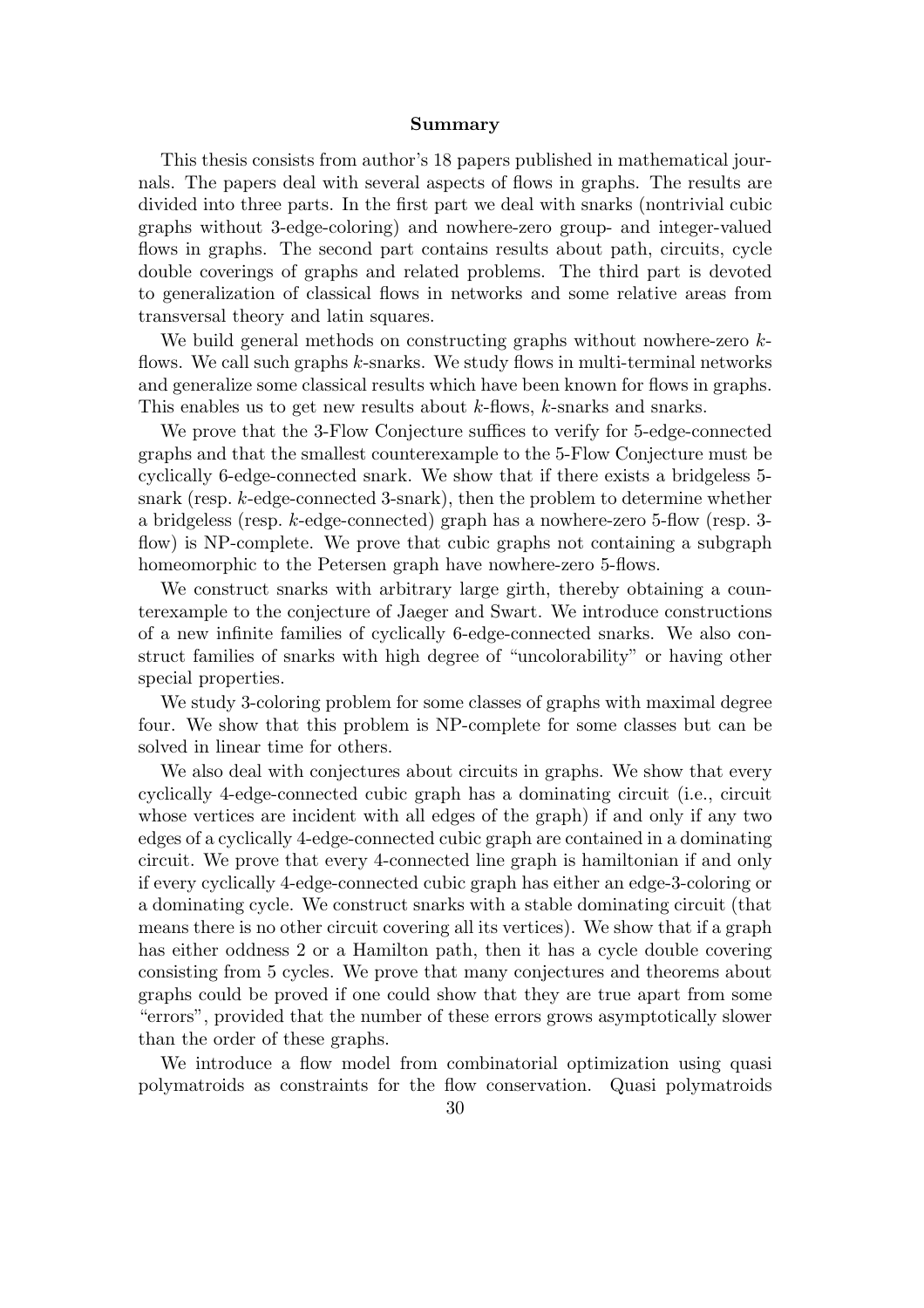## Summary

This thesis consists from author's 18 papers published in mathematical journals. The papers deal with several aspects of flows in graphs. The results are divided into three parts. In the first part we deal with snarks (nontrivial cubic graphs without 3-edge-coloring) and nowhere-zero group- and integer-valued flows in graphs. The second part contains results about path, circuits, cycle double coverings of graphs and related problems. The third part is devoted to generalization of classical flows in networks and some relative areas from transversal theory and latin squares.

We build general methods on constructing graphs without nowhere-zero $k$-flows. We call such graphs $k$-snarks. We study flows in multi-terminal networks and generalize some classical results which have been known for flows in graphs. This enables us to get new results about $k$-flows, $k$-snarks and snarks.

We prove that the 3-Flow Conjecture suffices to verify for 5-edge-connected graphs and that the smallest counterexample to the 5-Flow Conjecture must be cyclically 6-edge-connected snark. We show that if there exists a bridgeless 5-snark (resp. $k$-edge-connected 3-snark), then the problem to determine whether a bridgeless (resp. $k$-edge-connected) graph has a nowhere-zero 5-flow (resp. 3-flow) is NP-complete. We prove that cubic graphs not containing a subgraph homeomorphic to the Petersen graph have nowhere-zero 5-flows.

We construct snarks with arbitrary large girth, thereby obtaining a counterexample to the conjecture of Jaeger and Swart. We introduce constructions of a new infinite families of cyclically 6-edge-connected snarks. We also construct families of snarks with high degree of "uncolorability" or having other special properties.

We study 3-coloring problem for some classes of graphs with maximal degree four. We show that this problem is NP-complete for some classes but can be solved in linear time for others.

We also deal with conjectures about circuits in graphs. We show that every cyclically 4-edge-connected cubic graph has a dominating circuit (i.e., circuit whose vertices are incident with all edges of the graph) if and only if any two edges of a cyclically 4-edge-connected cubic graph are contained in a dominating circuit. We prove that every 4-connected line graph is hamiltonian if and only if every cyclically 4-edge-connected cubic graph has either an edge-3-coloring or a dominating cycle. We construct snarks with a stable dominating circuit (that means there is no other circuit covering all its vertices). We show that if a graph has either oddness 2 or a Hamilton path, then it has a cycle double covering consisting from 5 cycles. We prove that many conjectures and theorems about graphs could be proved if one could show that they are true apart from some "errors", provided that the number of these errors grows asymptotically slower than the order of these graphs.

We introduce a flow model from combinatorial optimization using quasi polymatroids as constraints for the flow conservation. Quasi polymatroids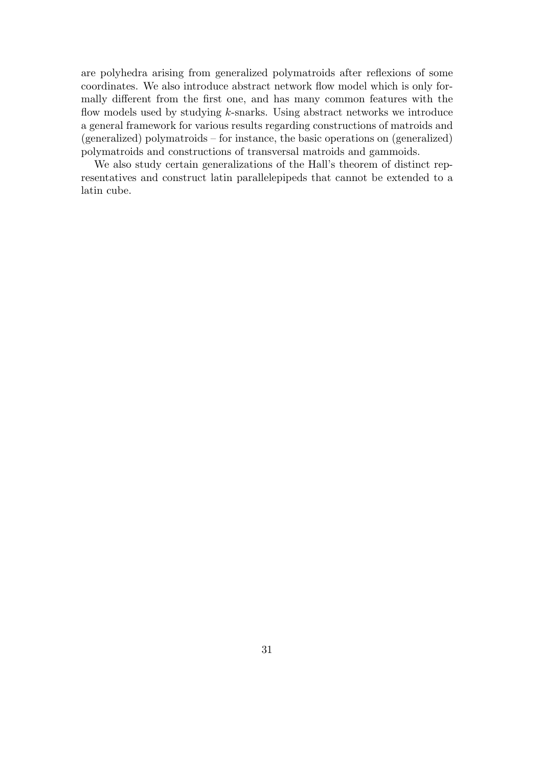are polyhedra arising from generalized polymatroids after reflexions of some coordinates. We also introduce abstract network flow model which is only formally different from the first one, and has many common features with the flow models used by studying $k$-snarks. Using abstract networks we introduce a general framework for various results regarding constructions of matroids and (generalized) polymatroids – for instance, the basic operations on (generalized) polymatroids and constructions of transversal matroids and gammoids.

We also study certain generalizations of the Hall's theorem of distinct representatives and construct latin parallelepipeds that cannot be extended to a latin cube.